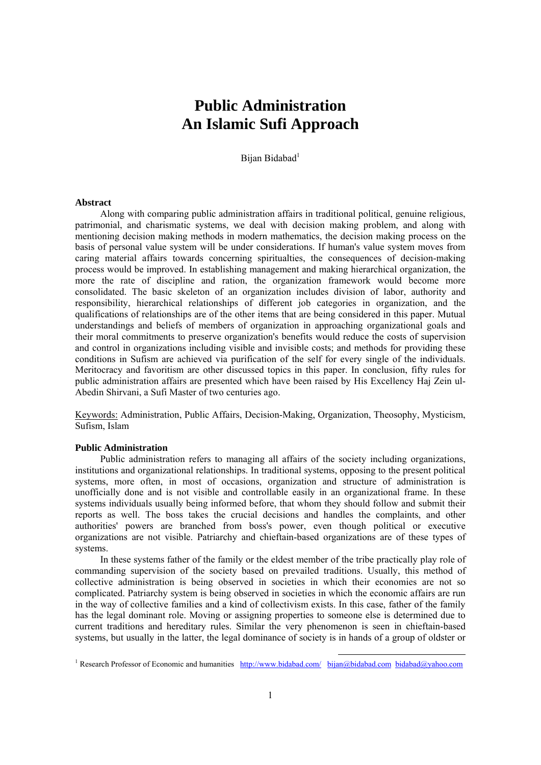# Public Administration
# An Islamic Sufi Approach

Bijan Bidabad[1]

**Abstract**

Along with comparing public administration affairs in traditional political, genuine religious, patrimonial, and charismatic systems, we deal with decision making problem, and along with mentioning decision making methods in modern mathematics, the decision making process on the basis of personal value system will be under considerations. If human's value system moves from caring material affairs towards concerning spiritualties, the consequences of decision-making process would be improved. In establishing management and making hierarchical organization, the more the rate of discipline and ration, the organization framework would become more consolidated. The basic skeleton of an organization includes division of labor, authority and responsibility, hierarchical relationships of different job categories in organization, and the qualifications of relationships are of the other items that are being considered in this paper. Mutual understandings and beliefs of members of organization in approaching organizational goals and their moral commitments to preserve organization's benefits would reduce the costs of supervision and control in organizations including visible and invisible costs; and methods for providing these conditions in Sufism are achieved via purification of the self for every single of the individuals. Meritocracy and favoritism are other discussed topics in this paper. In conclusion, fifty rules for public administration affairs are presented which have been raised by His Excellency Haj Zein ul-Abedin Shirvani, a Sufi Master of two centuries ago.

Keywords: Administration, Public Affairs, Decision-Making, Organization, Theosophy, Mysticism, Sufism, Islam

**Public Administration**

Public administration refers to managing all affairs of the society including organizations, institutions and organizational relationships. In traditional systems, opposing to the present political systems, more often, in most of occasions, organization and structure of administration is unofficially done and is not visible and controllable easily in an organizational frame. In these systems individuals usually being informed before, that whom they should follow and submit their reports as well. The boss takes the crucial decisions and handles the complaints, and other authorities' powers are branched from boss's power, even though political or executive organizations are not visible. Patriarchy and chieftain-based organizations are of these types of systems.

In these systems father of the family or the eldest member of the tribe practically play role of commanding supervision of the society based on prevailed traditions. Usually, this method of collective administration is being observed in societies in which their economies are not so complicated. Patriarchy system is being observed in societies in which the economic affairs are run in the way of collective families and a kind of collectivism exists. In this case, father of the family has the legal dominant role. Moving or assigning properties to someone else is determined due to current traditions and hereditary rules. Similar the very phenomenon is seen in chieftain-based systems, but usually in the latter, the legal dominance of society is in hands of a group of oldster or

[1] Research Professor of Economic and humanities http://www.bidabad.com/ bijan@bidabad.com bidabad@yahoo.com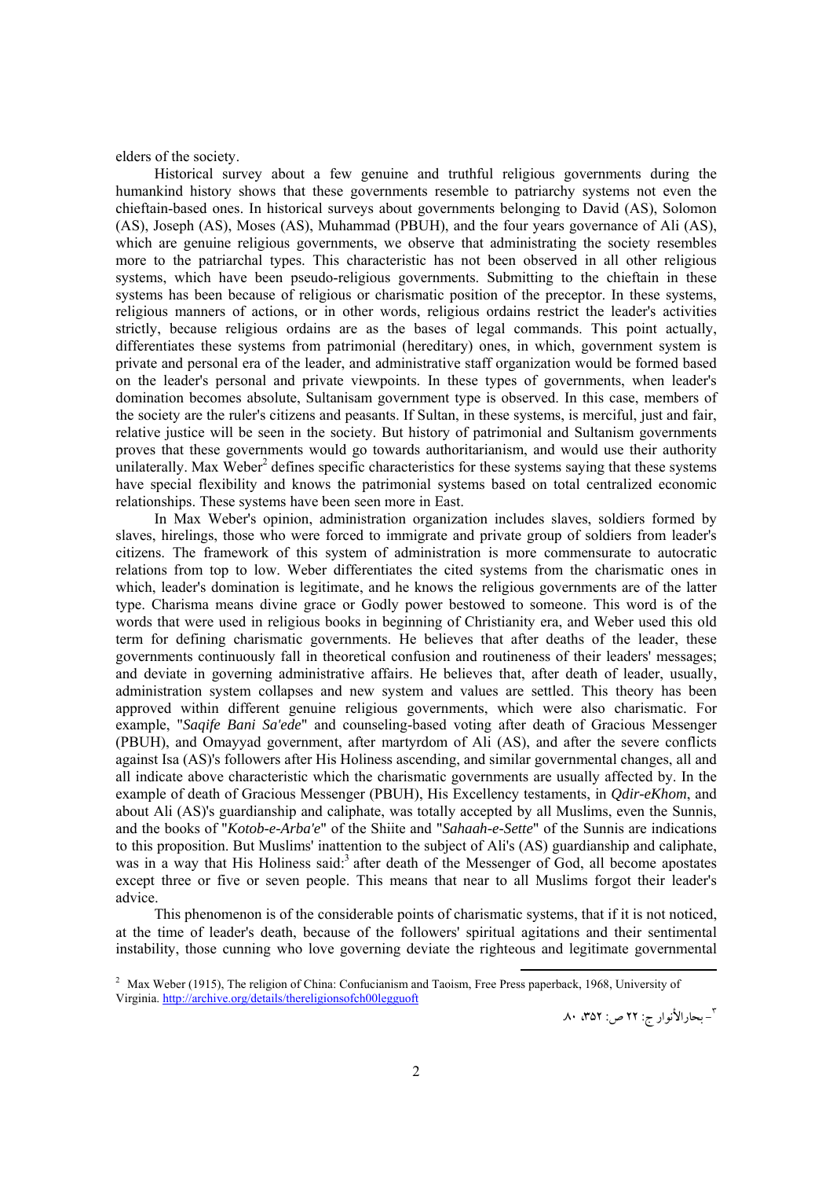elders of the society.

Historical survey about a few genuine and truthful religious governments during the humankind history shows that these governments resemble to patriarchy systems not even the chieftain-based ones. In historical surveys about governments belonging to David (AS), Solomon (AS), Joseph (AS), Moses (AS), Muhammad (PBUH), and the four years governance of Ali (AS), which are genuine religious governments, we observe that administrating the society resembles more to the patriarchal types. This characteristic has not been observed in all other religious systems, which have been pseudo-religious governments. Submitting to the chieftain in these systems has been because of religious or charismatic position of the preceptor. In these systems, religious manners of actions, or in other words, religious ordains restrict the leader's activities strictly, because religious ordains are as the bases of legal commands. This point actually, differentiates these systems from patrimonial (hereditary) ones, in which, government system is private and personal era of the leader, and administrative staff organization would be formed based on the leader's personal and private viewpoints. In these types of governments, when leader's domination becomes absolute, Sultanisam government type is observed. In this case, members of the society are the ruler's citizens and peasants. If Sultan, in these systems, is merciful, just and fair, relative justice will be seen in the society. But history of patrimonial and Sultanism governments proves that these governments would go towards authoritarianism, and would use their authority unilaterally. Max Weber[2] defines specific characteristics for these systems saying that these systems have special flexibility and knows the patrimonial systems based on total centralized economic relationships. These systems have been seen more in East.

In Max Weber's opinion, administration organization includes slaves, soldiers formed by slaves, hirelings, those who were forced to immigrate and private group of soldiers from leader's citizens. The framework of this system of administration is more commensurate to autocratic relations from top to low. Weber differentiates the cited systems from the charismatic ones in which, leader's domination is legitimate, and he knows the religious governments are of the latter type. Charisma means divine grace or Godly power bestowed to someone. This word is of the words that were used in religious books in beginning of Christianity era, and Weber used this old term for defining charismatic governments. He believes that after deaths of the leader, these governments continuously fall in theoretical confusion and routineness of their leaders' messages; and deviate in governing administrative affairs. He believes that, after death of leader, usually, administration system collapses and new system and values are settled. This theory has been approved within different genuine religious governments, which were also charismatic. For example, "*Saqife Bani Sa'ede*" and counseling-based voting after death of Gracious Messenger (PBUH), and Omayyad government, after martyrdom of Ali (AS), and after the severe conflicts against Isa (AS)'s followers after His Holiness ascending, and similar governmental changes, all and all indicate above characteristic which the charismatic governments are usually affected by. In the example of death of Gracious Messenger (PBUH), His Excellency testaments, in *Qdir-eKhom*, and about Ali (AS)'s guardianship and caliphate, was totally accepted by all Muslims, even the Sunnis, and the books of "*Kotob-e-Arba'e*" of the Shiite and "*Sahaah-e-Sette*" of the Sunnis are indications to this proposition. But Muslims' inattention to the subject of Ali's (AS) guardianship and caliphate, was in a way that His Holiness said:[3] after death of the Messenger of God, all become apostates except three or five or seven people. This means that near to all Muslims forgot their leader's advice.

This phenomenon is of the considerable points of charismatic systems, that if it is not noticed, at the time of leader's death, because of the followers' spiritual agitations and their sentimental instability, those cunning who love governing deviate the righteous and legitimate governmental

---

[2] Max Weber (1915), The religion of China: Confucianism and Taoism, Free Press paperback, 1968, University of Virginia. http://archive.org/details/thereligionsofch00legguoft

[3] - بحارالأنوار ج: ۲۲ ص: ۳۵۲، ۸۰.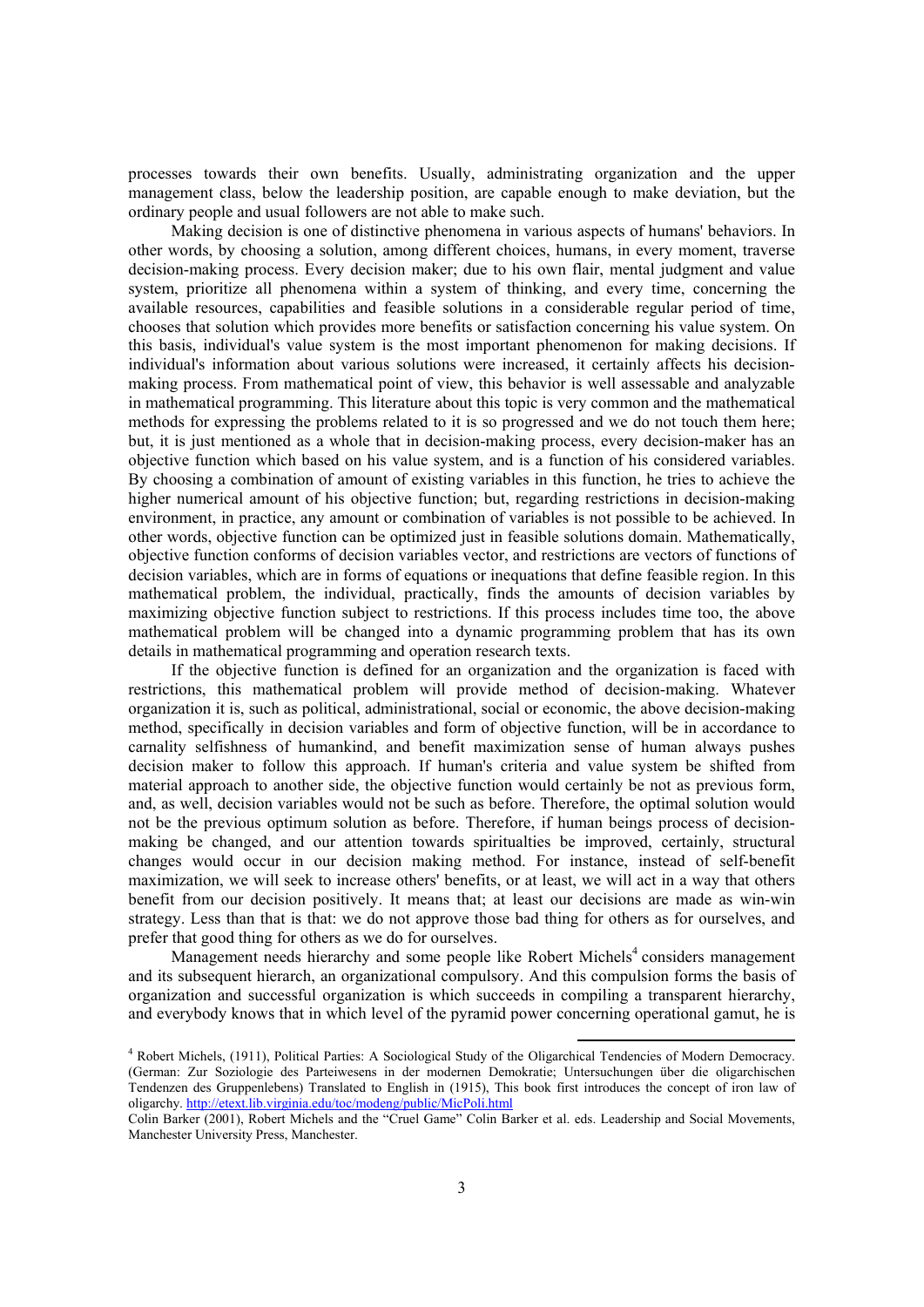processes towards their own benefits. Usually, administrating organization and the upper management class, below the leadership position, are capable enough to make deviation, but the ordinary people and usual followers are not able to make such.

Making decision is one of distinctive phenomena in various aspects of humans' behaviors. In other words, by choosing a solution, among different choices, humans, in every moment, traverse decision-making process. Every decision maker; due to his own flair, mental judgment and value system, prioritize all phenomena within a system of thinking, and every time, concerning the available resources, capabilities and feasible solutions in a considerable regular period of time, chooses that solution which provides more benefits or satisfaction concerning his value system. On this basis, individual's value system is the most important phenomenon for making decisions. If individual's information about various solutions were increased, it certainly affects his decision-making process. From mathematical point of view, this behavior is well assessable and analyzable in mathematical programming. This literature about this topic is very common and the mathematical methods for expressing the problems related to it is so progressed and we do not touch them here; but, it is just mentioned as a whole that in decision-making process, every decision-maker has an objective function which based on his value system, and is a function of his considered variables. By choosing a combination of amount of existing variables in this function, he tries to achieve the higher numerical amount of his objective function; but, regarding restrictions in decision-making environment, in practice, any amount or combination of variables is not possible to be achieved. In other words, objective function can be optimized just in feasible solutions domain. Mathematically, objective function conforms of decision variables vector, and restrictions are vectors of functions of decision variables, which are in forms of equations or inequations that define feasible region. In this mathematical problem, the individual, practically, finds the amounts of decision variables by maximizing objective function subject to restrictions. If this process includes time too, the above mathematical problem will be changed into a dynamic programming problem that has its own details in mathematical programming and operation research texts.

If the objective function is defined for an organization and the organization is faced with restrictions, this mathematical problem will provide method of decision-making. Whatever organization it is, such as political, administrational, social or economic, the above decision-making method, specifically in decision variables and form of objective function, will be in accordance to carnality selfishness of humankind, and benefit maximization sense of human always pushes decision maker to follow this approach. If human's criteria and value system be shifted from material approach to another side, the objective function would certainly be not as previous form, and, as well, decision variables would not be such as before. Therefore, the optimal solution would not be the previous optimum solution as before. Therefore, if human beings process of decision-making be changed, and our attention towards spiritualties be improved, certainly, structural changes would occur in our decision making method. For instance, instead of self-benefit maximization, we will seek to increase others' benefits, or at least, we will act in a way that others benefit from our decision positively. It means that; at least our decisions are made as win-win strategy. Less than that is that: we do not approve those bad thing for others as for ourselves, and prefer that good thing for others as we do for ourselves.

Management needs hierarchy and some people like Robert Michels[4] considers management and its subsequent hierarch, an organizational compulsory. And this compulsion forms the basis of organization and successful organization is which succeeds in compiling a transparent hierarchy, and everybody knows that in which level of the pyramid power concerning operational gamut, he is

---

[4] Robert Michels, (1911), Political Parties: A Sociological Study of the Oligarchical Tendencies of Modern Democracy. (German: Zur Soziologie des Parteiwesens in der modernen Demokratie; Untersuchungen über die oligarchischen Tendenzen des Gruppenlebens) Translated to English in (1915), This book first introduces the concept of iron law of oligarchy. http://etext.lib.virginia.edu/toc/modeng/public/MicPoli.html

Colin Barker (2001), Robert Michels and the "Cruel Game" Colin Barker et al. eds. Leadership and Social Movements, Manchester University Press, Manchester.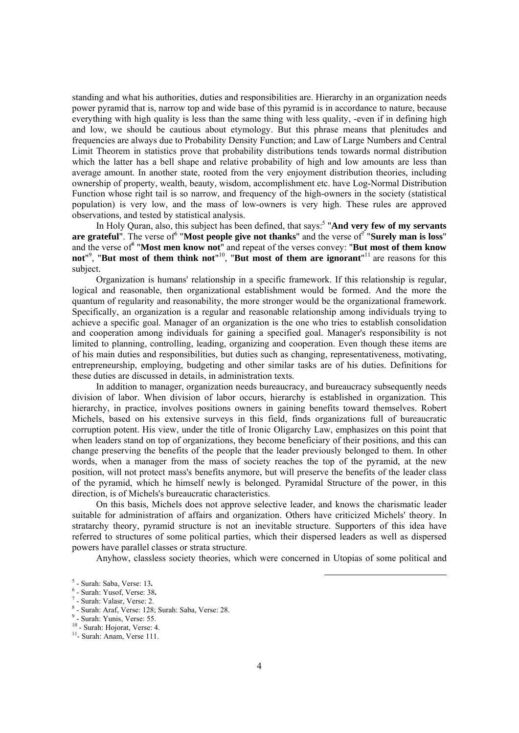standing and what his authorities, duties and responsibilities are. Hierarchy in an organization needs power pyramid that is, narrow top and wide base of this pyramid is in accordance to nature, because everything with high quality is less than the same thing with less quality, -even if in defining high and low, we should be cautious about etymology. But this phrase means that plenitudes and frequencies are always due to Probability Density Function; and Law of Large Numbers and Central Limit Theorem in statistics prove that probability distributions tends towards normal distribution which the latter has a bell shape and relative probability of high and low amounts are less than average amount. In another state, rooted from the very enjoyment distribution theories, including ownership of property, wealth, beauty, wisdom, accomplishment etc. have Log-Normal Distribution Function whose right tail is so narrow, and frequency of the high-owners in the society (statistical population) is very low, and the mass of low-owners is very high. These rules are approved observations, and tested by statistical analysis.

In Holy Quran, also, this subject has been defined, that says:[5] "**And very few of my servants are grateful**". The verse of[6] "**Most people give not thanks**" and the verse of[7] "**Surely man is loss**" and the verse of[8] "**Most men know not**" and repeat of the verses convey: "**But most of them know not**"[9], "**But most of them think not**"[10], "**But most of them are ignorant**"[11] are reasons for this subject.

Organization is humans' relationship in a specific framework. If this relationship is regular, logical and reasonable, then organizational establishment would be formed. And the more the quantum of regularity and reasonability, the more stronger would be the organizational framework. Specifically, an organization is a regular and reasonable relationship among individuals trying to achieve a specific goal. Manager of an organization is the one who tries to establish consolidation and cooperation among individuals for gaining a specified goal. Manager's responsibility is not limited to planning, controlling, leading, organizing and cooperation. Even though these items are of his main duties and responsibilities, but duties such as changing, representativeness, motivating, entrepreneurship, employing, budgeting and other similar tasks are of his duties. Definitions for these duties are discussed in details, in administration texts.

In addition to manager, organization needs bureaucracy, and bureaucracy subsequently needs division of labor. When division of labor occurs, hierarchy is established in organization. This hierarchy, in practice, involves positions owners in gaining benefits toward themselves. Robert Michels, based on his extensive surveys in this field, finds organizations full of bureaucratic corruption potent. His view, under the title of Ironic Oligarchy Law, emphasizes on this point that when leaders stand on top of organizations, they become beneficiary of their positions, and this can change preserving the benefits of the people that the leader previously belonged to them. In other words, when a manager from the mass of society reaches the top of the pyramid, at the new position, will not protect mass's benefits anymore, but will preserve the benefits of the leader class of the pyramid, which he himself newly is belonged. Pyramidal Structure of the power, in this direction, is of Michels's bureaucratic characteristics.

On this basis, Michels does not approve selective leader, and knows the charismatic leader suitable for administration of affairs and organization. Others have criticized Michels' theory. In stratarchy theory, pyramid structure is not an inevitable structure. Supporters of this idea have referred to structures of some political parties, which their dispersed leaders as well as dispersed powers have parallel classes or strata structure.

Anyhow, classless society theories, which were concerned in Utopias of some political and

---

[5] - Surah: Saba, Verse: 13**.**

[6] - Surah: Yusof, Verse: 38**.**

[7] - Surah: Valasr, Verse: 2.

[8] - Surah: Araf, Verse: 128; Surah: Saba, Verse: 28.

[9] - Surah: Yunis, Verse: 55.

[10] - Surah: Hojorat, Verse: 4.

[11]- Surah: Anam, Verse 111.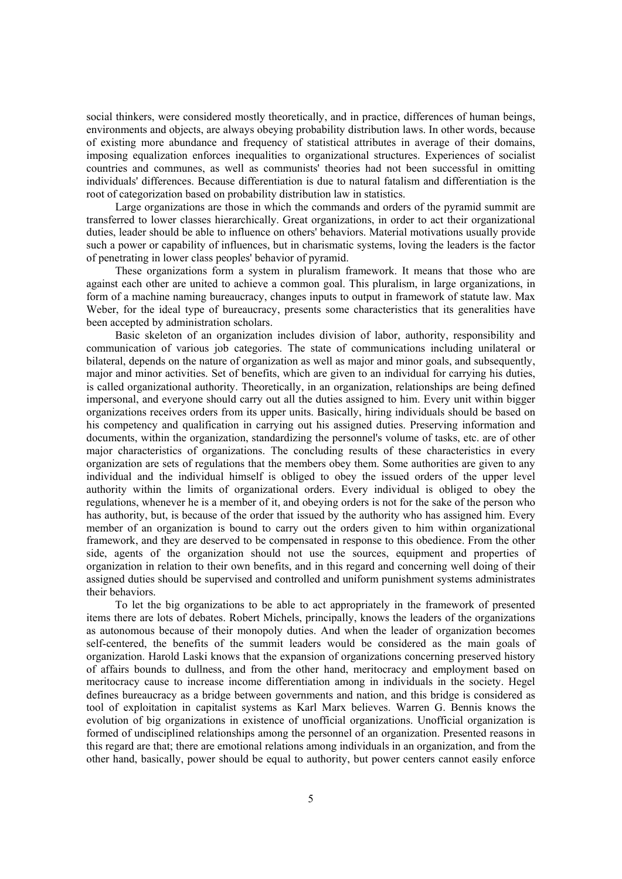social thinkers, were considered mostly theoretically, and in practice, differences of human beings, environments and objects, are always obeying probability distribution laws. In other words, because of existing more abundance and frequency of statistical attributes in average of their domains, imposing equalization enforces inequalities to organizational structures. Experiences of socialist countries and communes, as well as communists' theories had not been successful in omitting individuals' differences. Because differentiation is due to natural fatalism and differentiation is the root of categorization based on probability distribution law in statistics.

Large organizations are those in which the commands and orders of the pyramid summit are transferred to lower classes hierarchically. Great organizations, in order to act their organizational duties, leader should be able to influence on others' behaviors. Material motivations usually provide such a power or capability of influences, but in charismatic systems, loving the leaders is the factor of penetrating in lower class peoples' behavior of pyramid.

These organizations form a system in pluralism framework. It means that those who are against each other are united to achieve a common goal. This pluralism, in large organizations, in form of a machine naming bureaucracy, changes inputs to output in framework of statute law. Max Weber, for the ideal type of bureaucracy, presents some characteristics that its generalities have been accepted by administration scholars.

Basic skeleton of an organization includes division of labor, authority, responsibility and communication of various job categories. The state of communications including unilateral or bilateral, depends on the nature of organization as well as major and minor goals, and subsequently, major and minor activities. Set of benefits, which are given to an individual for carrying his duties, is called organizational authority. Theoretically, in an organization, relationships are being defined impersonal, and everyone should carry out all the duties assigned to him. Every unit within bigger organizations receives orders from its upper units. Basically, hiring individuals should be based on his competency and qualification in carrying out his assigned duties. Preserving information and documents, within the organization, standardizing the personnel's volume of tasks, etc. are of other major characteristics of organizations. The concluding results of these characteristics in every organization are sets of regulations that the members obey them. Some authorities are given to any individual and the individual himself is obliged to obey the issued orders of the upper level authority within the limits of organizational orders. Every individual is obliged to obey the regulations, whenever he is a member of it, and obeying orders is not for the sake of the person who has authority, but, is because of the order that issued by the authority who has assigned him. Every member of an organization is bound to carry out the orders given to him within organizational framework, and they are deserved to be compensated in response to this obedience. From the other side, agents of the organization should not use the sources, equipment and properties of organization in relation to their own benefits, and in this regard and concerning well doing of their assigned duties should be supervised and controlled and uniform punishment systems administrates their behaviors.

To let the big organizations to be able to act appropriately in the framework of presented items there are lots of debates. Robert Michels, principally, knows the leaders of the organizations as autonomous because of their monopoly duties. And when the leader of organization becomes self-centered, the benefits of the summit leaders would be considered as the main goals of organization. Harold Laski knows that the expansion of organizations concerning preserved history of affairs bounds to dullness, and from the other hand, meritocracy and employment based on meritocracy cause to increase income differentiation among in individuals in the society. Hegel defines bureaucracy as a bridge between governments and nation, and this bridge is considered as tool of exploitation in capitalist systems as Karl Marx believes. Warren G. Bennis knows the evolution of big organizations in existence of unofficial organizations. Unofficial organization is formed of undisciplined relationships among the personnel of an organization. Presented reasons in this regard are that; there are emotional relations among individuals in an organization, and from the other hand, basically, power should be equal to authority, but power centers cannot easily enforce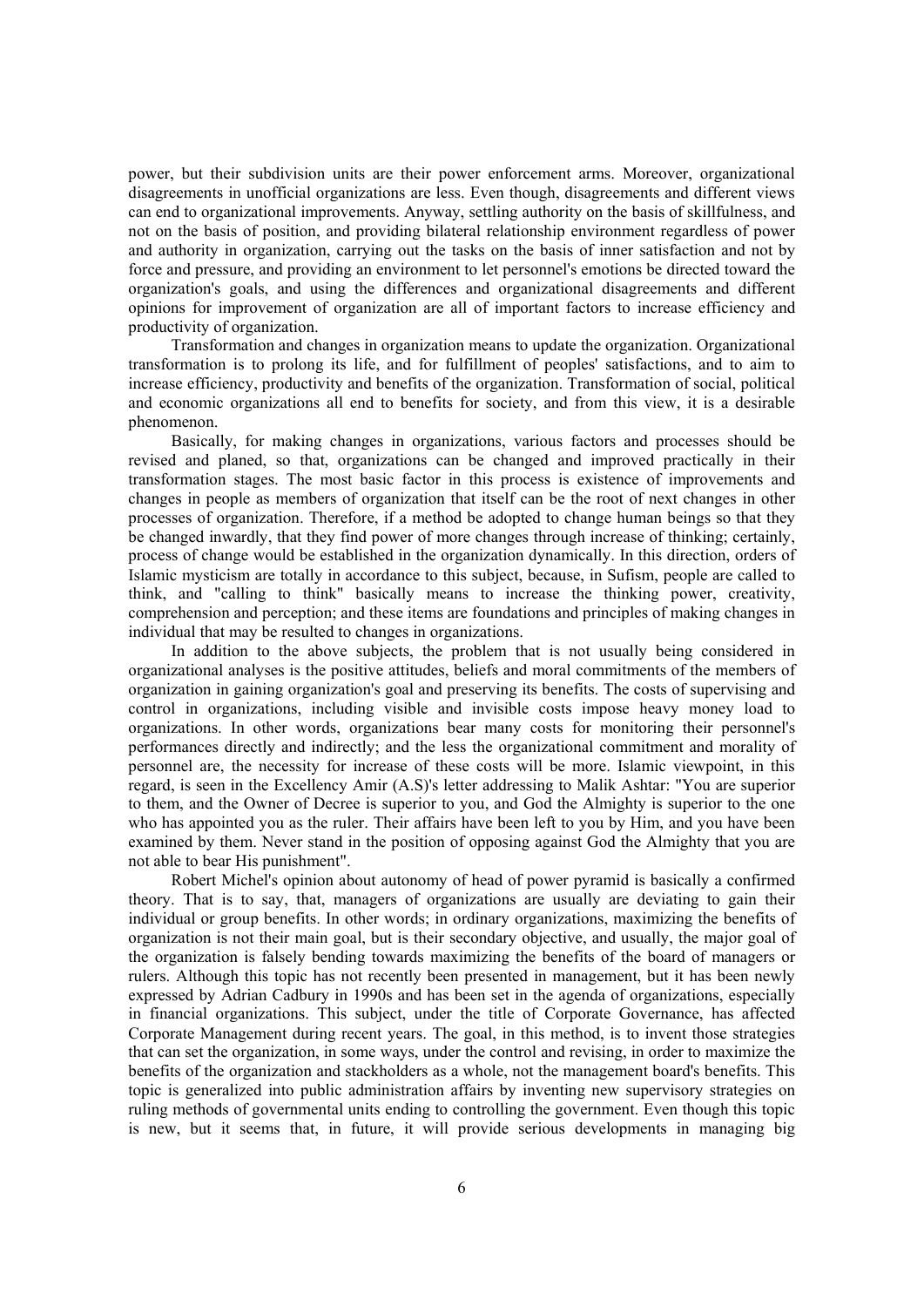power, but their subdivision units are their power enforcement arms. Moreover, organizational disagreements in unofficial organizations are less. Even though, disagreements and different views can end to organizational improvements. Anyway, settling authority on the basis of skillfulness, and not on the basis of position, and providing bilateral relationship environment regardless of power and authority in organization, carrying out the tasks on the basis of inner satisfaction and not by force and pressure, and providing an environment to let personnel's emotions be directed toward the organization's goals, and using the differences and organizational disagreements and different opinions for improvement of organization are all of important factors to increase efficiency and productivity of organization.

Transformation and changes in organization means to update the organization. Organizational transformation is to prolong its life, and for fulfillment of peoples' satisfactions, and to aim to increase efficiency, productivity and benefits of the organization. Transformation of social, political and economic organizations all end to benefits for society, and from this view, it is a desirable phenomenon.

Basically, for making changes in organizations, various factors and processes should be revised and planed, so that, organizations can be changed and improved practically in their transformation stages. The most basic factor in this process is existence of improvements and changes in people as members of organization that itself can be the root of next changes in other processes of organization. Therefore, if a method be adopted to change human beings so that they be changed inwardly, that they find power of more changes through increase of thinking; certainly, process of change would be established in the organization dynamically. In this direction, orders of Islamic mysticism are totally in accordance to this subject, because, in Sufism, people are called to think, and "calling to think" basically means to increase the thinking power, creativity, comprehension and perception; and these items are foundations and principles of making changes in individual that may be resulted to changes in organizations.

In addition to the above subjects, the problem that is not usually being considered in organizational analyses is the positive attitudes, beliefs and moral commitments of the members of organization in gaining organization's goal and preserving its benefits. The costs of supervising and control in organizations, including visible and invisible costs impose heavy money load to organizations. In other words, organizations bear many costs for monitoring their personnel's performances directly and indirectly; and the less the organizational commitment and morality of personnel are, the necessity for increase of these costs will be more. Islamic viewpoint, in this regard, is seen in the Excellency Amir (A.S)'s letter addressing to Malik Ashtar: "You are superior to them, and the Owner of Decree is superior to you, and God the Almighty is superior to the one who has appointed you as the ruler. Their affairs have been left to you by Him, and you have been examined by them. Never stand in the position of opposing against God the Almighty that you are not able to bear His punishment".

Robert Michel's opinion about autonomy of head of power pyramid is basically a confirmed theory. That is to say, that, managers of organizations are usually are deviating to gain their individual or group benefits. In other words; in ordinary organizations, maximizing the benefits of organization is not their main goal, but is their secondary objective, and usually, the major goal of the organization is falsely bending towards maximizing the benefits of the board of managers or rulers. Although this topic has not recently been presented in management, but it has been newly expressed by Adrian Cadbury in 1990s and has been set in the agenda of organizations, especially in financial organizations. This subject, under the title of Corporate Governance, has affected Corporate Management during recent years. The goal, in this method, is to invent those strategies that can set the organization, in some ways, under the control and revising, in order to maximize the benefits of the organization and stackholders as a whole, not the management board's benefits. This topic is generalized into public administration affairs by inventing new supervisory strategies on ruling methods of governmental units ending to controlling the government. Even though this topic is new, but it seems that, in future, it will provide serious developments in managing big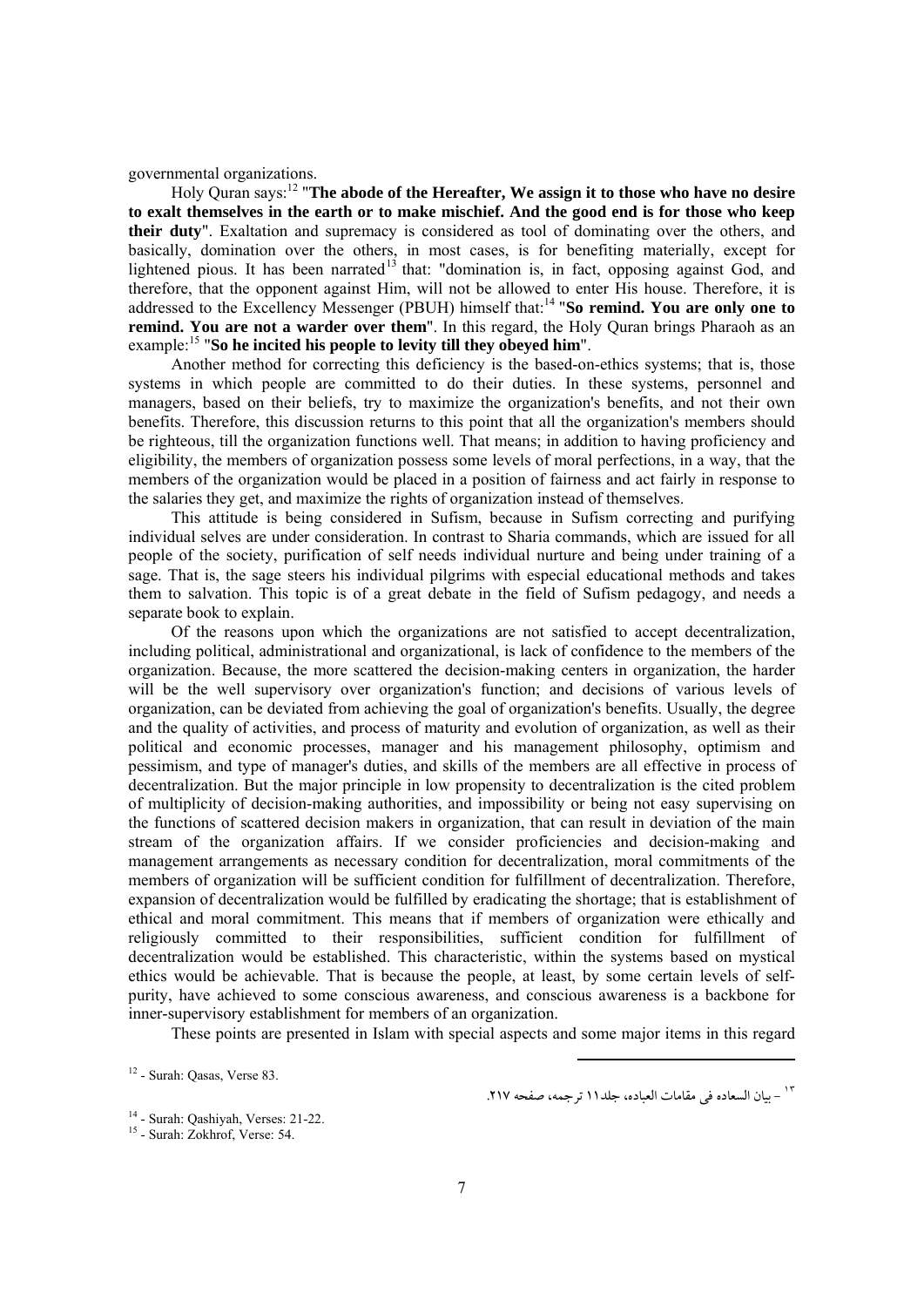governmental organizations.

Holy Quran says:[12] "**The abode of the Hereafter, We assign it to those who have no desire to exalt themselves in the earth or to make mischief. And the good end is for those who keep their duty**". Exaltation and supremacy is considered as tool of dominating over the others, and basically, domination over the others, in most cases, is for benefiting materially, except for lightened pious. It has been narrated[13] that: "domination is, in fact, opposing against God, and therefore, that the opponent against Him, will not be allowed to enter His house. Therefore, it is addressed to the Excellency Messenger (PBUH) himself that:[14] "**So remind. You are only one to remind. You are not a warder over them**". In this regard, the Holy Quran brings Pharaoh as an example:[15] "**So he incited his people to levity till they obeyed him**".

Another method for correcting this deficiency is the based-on-ethics systems; that is, those systems in which people are committed to do their duties. In these systems, personnel and managers, based on their beliefs, try to maximize the organization's benefits, and not their own benefits. Therefore, this discussion returns to this point that all the organization's members should be righteous, till the organization functions well. That means; in addition to having proficiency and eligibility, the members of organization possess some levels of moral perfections, in a way, that the members of the organization would be placed in a position of fairness and act fairly in response to the salaries they get, and maximize the rights of organization instead of themselves.

This attitude is being considered in Sufism, because in Sufism correcting and purifying individual selves are under consideration. In contrast to Sharia commands, which are issued for all people of the society, purification of self needs individual nurture and being under training of a sage. That is, the sage steers his individual pilgrims with especial educational methods and takes them to salvation. This topic is of a great debate in the field of Sufism pedagogy, and needs a separate book to explain.

Of the reasons upon which the organizations are not satisfied to accept decentralization, including political, administrational and organizational, is lack of confidence to the members of the organization. Because, the more scattered the decision-making centers in organization, the harder will be the well supervisory over organization's function; and decisions of various levels of organization, can be deviated from achieving the goal of organization's benefits. Usually, the degree and the quality of activities, and process of maturity and evolution of organization, as well as their political and economic processes, manager and his management philosophy, optimism and pessimism, and type of manager's duties, and skills of the members are all effective in process of decentralization. But the major principle in low propensity to decentralization is the cited problem of multiplicity of decision-making authorities, and impossibility or being not easy supervising on the functions of scattered decision makers in organization, that can result in deviation of the main stream of the organization affairs. If we consider proficiencies and decision-making and management arrangements as necessary condition for decentralization, moral commitments of the members of organization will be sufficient condition for fulfillment of decentralization. Therefore, expansion of decentralization would be fulfilled by eradicating the shortage; that is establishment of ethical and moral commitment. This means that if members of organization were ethically and religiously committed to their responsibilities, sufficient condition for fulfillment of decentralization would be established. This characteristic, within the systems based on mystical ethics would be achievable. That is because the people, at least, by some certain levels of self-purity, have achieved to some conscious awareness, and conscious awareness is a backbone for inner-supervisory establishment for members of an organization.

These points are presented in Islam with special aspects and some major items in this regard

---

[12] - Surah: Qasas, Verse 83.

[13] - بیان السعاده فی مقامات العباده، جلد۱۱ ترجمه، صفحه ۲۱۷.

[14] - Surah: Qashiyah, Verses: 21-22.

[15] - Surah: Zokhrof, Verse: 54.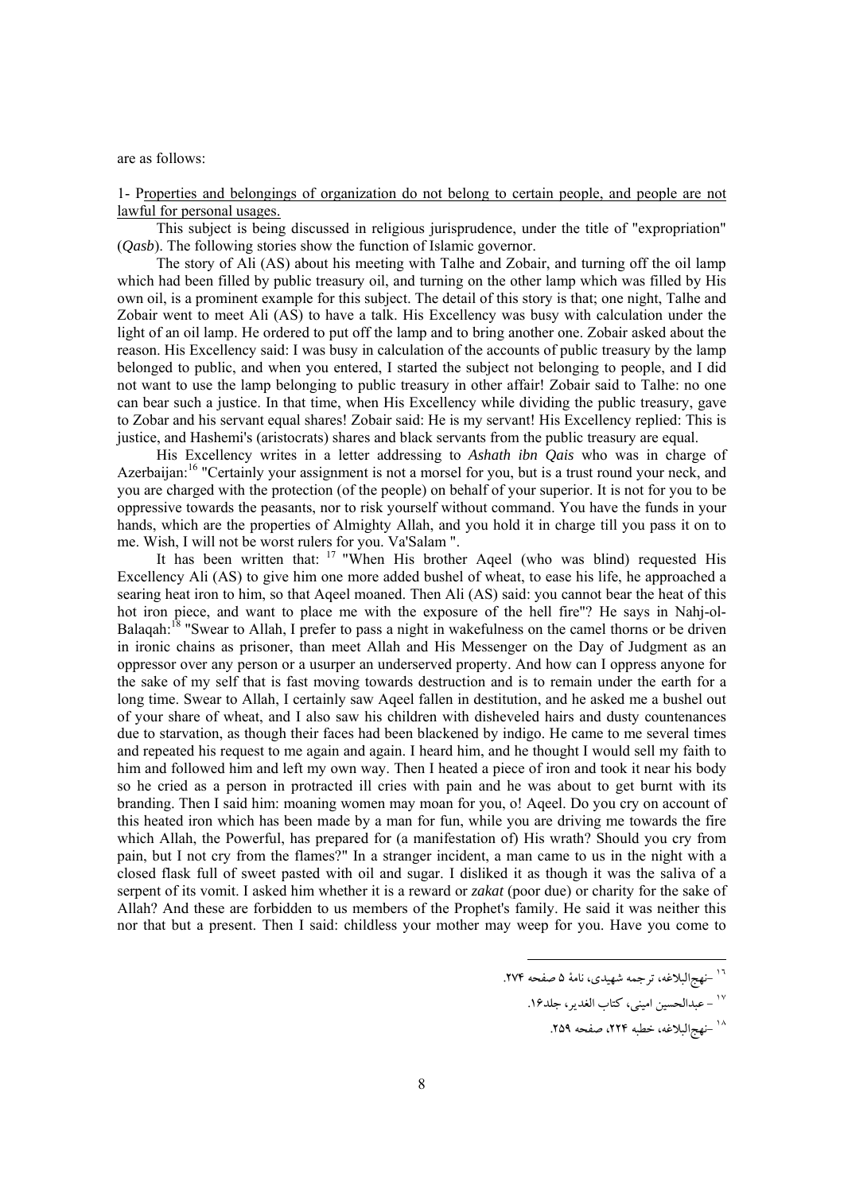are as follows:

1- Properties and belongings of organization do not belong to certain people, and people are not lawful for personal usages.

This subject is being discussed in religious jurisprudence, under the title of "expropriation" (*Qasb*). The following stories show the function of Islamic governor.

The story of Ali (AS) about his meeting with Talhe and Zobair, and turning off the oil lamp which had been filled by public treasury oil, and turning on the other lamp which was filled by His own oil, is a prominent example for this subject. The detail of this story is that; one night, Talhe and Zobair went to meet Ali (AS) to have a talk. His Excellency was busy with calculation under the light of an oil lamp. He ordered to put off the lamp and to bring another one. Zobair asked about the reason. His Excellency said: I was busy in calculation of the accounts of public treasury by the lamp belonged to public, and when you entered, I started the subject not belonging to people, and I did not want to use the lamp belonging to public treasury in other affair! Zobair said to Talhe: no one can bear such a justice. In that time, when His Excellency while dividing the public treasury, gave to Zobar and his servant equal shares! Zobair said: He is my servant! His Excellency replied: This is justice, and Hashemi's (aristocrats) shares and black servants from the public treasury are equal.

His Excellency writes in a letter addressing to *Ashath ibn Qais* who was in charge of Azerbaijan:[16] "Certainly your assignment is not a morsel for you, but is a trust round your neck, and you are charged with the protection (of the people) on behalf of your superior. It is not for you to be oppressive towards the peasants, nor to risk yourself without command. You have the funds in your hands, which are the properties of Almighty Allah, and you hold it in charge till you pass it on to me. Wish, I will not be worst rulers for you. Va'Salam ".

It has been written that: [17] "When His brother Aqeel (who was blind) requested His Excellency Ali (AS) to give him one more added bushel of wheat, to ease his life, he approached a searing heat iron to him, so that Aqeel moaned. Then Ali (AS) said: you cannot bear the heat of this hot iron piece, and want to place me with the exposure of the hell fire"? He says in Nahj-ol-Balaqah:[18] "Swear to Allah, I prefer to pass a night in wakefulness on the camel thorns or be driven in ironic chains as prisoner, than meet Allah and His Messenger on the Day of Judgment as an oppressor over any person or a usurper an underserved property. And how can I oppress anyone for the sake of my self that is fast moving towards destruction and is to remain under the earth for a long time. Swear to Allah, I certainly saw Aqeel fallen in destitution, and he asked me a bushel out of your share of wheat, and I also saw his children with disheveled hairs and dusty countenances due to starvation, as though their faces had been blackened by indigo. He came to me several times and repeated his request to me again and again. I heard him, and he thought I would sell my faith to him and followed him and left my own way. Then I heated a piece of iron and took it near his body so he cried as a person in protracted ill cries with pain and he was about to get burnt with its branding. Then I said him: moaning women may moan for you, o! Aqeel. Do you cry on account of this heated iron which has been made by a man for fun, while you are driving me towards the fire which Allah, the Powerful, has prepared for (a manifestation of) His wrath? Should you cry from pain, but I not cry from the flames?" In a stranger incident, a man came to us in the night with a closed flask full of sweet pasted with oil and sugar. I disliked it as though it was the saliva of a serpent of its vomit. I asked him whether it is a reward or *zakat* (poor due) or charity for the sake of Allah? And these are forbidden to us members of the Prophet's family. He said it was neither this nor that but a present. Then I said: childless your mother may weep for you. Have you come to

---

[16] -نهج‌البلاغه، ترجمه شهیدی، نامۀ ۵ صفحه ۲۷۴.

[17] - عبدالحسین امینی، کتاب الغدیر، جلد۱۶.

[18] -نهج‌البلاغه، خطبه ۲۲۴، صفحه ۲۵۹.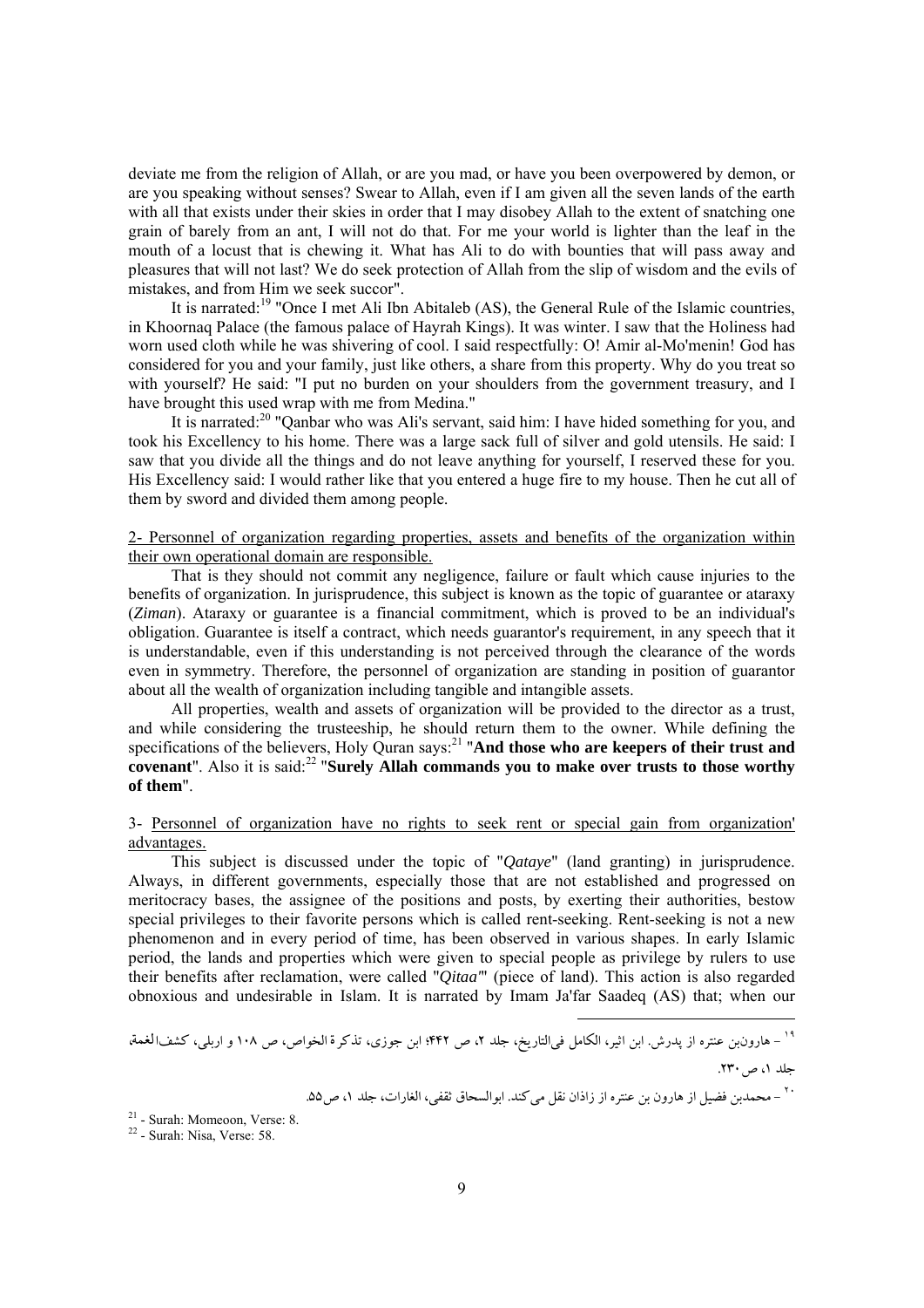deviate me from the religion of Allah, or are you mad, or have you been overpowered by demon, or are you speaking without senses? Swear to Allah, even if I am given all the seven lands of the earth with all that exists under their skies in order that I may disobey Allah to the extent of snatching one grain of barely from an ant, I will not do that. For me your world is lighter than the leaf in the mouth of a locust that is chewing it. What has Ali to do with bounties that will pass away and pleasures that will not last? We do seek protection of Allah from the slip of wisdom and the evils of mistakes, and from Him we seek succor".

It is narrated:[19] "Once I met Ali Ibn Abitaleb (AS), the General Rule of the Islamic countries, in Khoornaq Palace (the famous palace of Hayrah Kings). It was winter. I saw that the Holiness had worn used cloth while he was shivering of cool. I said respectfully: O! Amir al-Mo'menin! God has considered for you and your family, just like others, a share from this property. Why do you treat so with yourself? He said: "I put no burden on your shoulders from the government treasury, and I have brought this used wrap with me from Medina."

It is narrated:[20] "Qanbar who was Ali's servant, said him: I have hided something for you, and took his Excellency to his home. There was a large sack full of silver and gold utensils. He said: I saw that you divide all the things and do not leave anything for yourself, I reserved these for you. His Excellency said: I would rather like that you entered a huge fire to my house. Then he cut all of them by sword and divided them among people.

<u>2- Personnel of organization regarding properties, assets and benefits of the organization within their own operational domain are responsible.</u>

That is they should not commit any negligence, failure or fault which cause injuries to the benefits of organization. In jurisprudence, this subject is known as the topic of guarantee or ataraxy (*Ziman*). Ataraxy or guarantee is a financial commitment, which is proved to be an individual's obligation. Guarantee is itself a contract, which needs guarantor's requirement, in any speech that it is understandable, even if this understanding is not perceived through the clearance of the words even in symmetry. Therefore, the personnel of organization are standing in position of guarantor about all the wealth of organization including tangible and intangible assets.

All properties, wealth and assets of organization will be provided to the director as a trust, and while considering the trusteeship, he should return them to the owner. While defining the specifications of the believers, Holy Quran says:[21] "**And those who are keepers of their trust and covenant**". Also it is said:[22] "**Surely Allah commands you to make over trusts to those worthy of them**".

<u>3- Personnel of organization have no rights to seek rent or special gain from organization' advantages.</u>

This subject is discussed under the topic of "*Qataye*" (land granting) in jurisprudence. Always, in different governments, especially those that are not established and progressed on meritocracy bases, the assignee of the positions and posts, by exerting their authorities, bestow special privileges to their favorite persons which is called rent-seeking. Rent-seeking is not a new phenomenon and in every period of time, has been observed in various shapes. In early Islamic period, the lands and properties which were given to special people as privilege by rulers to use their benefits after reclamation, were called "*Qitaa'*" (piece of land). This action is also regarded obnoxious and undesirable in Islam. It is narrated by Imam Ja'far Saadeq (AS) that; when our

---

۱۹ – هارون‌بن عنتره از پدرش. ابن اثیر، الکامل فی‌التاریخ، جلد ۲، ص ۴۴۲؛ ابن جوزی، تذکرة الخواص، ص ۱۰۸ و اربلی، کشف‌الغمة، جلد ۱، ص ۲۳۰.

۲۰ – محمدبن فضیل از هارون بن عنتره از زاذان نقل می‌کند. ابوالسحاق ثقفی، الغارات، جلد ۱، ص۵۵.

[21] - Surah: Momeoon, Verse: 8.

[22] - Surah: Nisa, Verse: 58.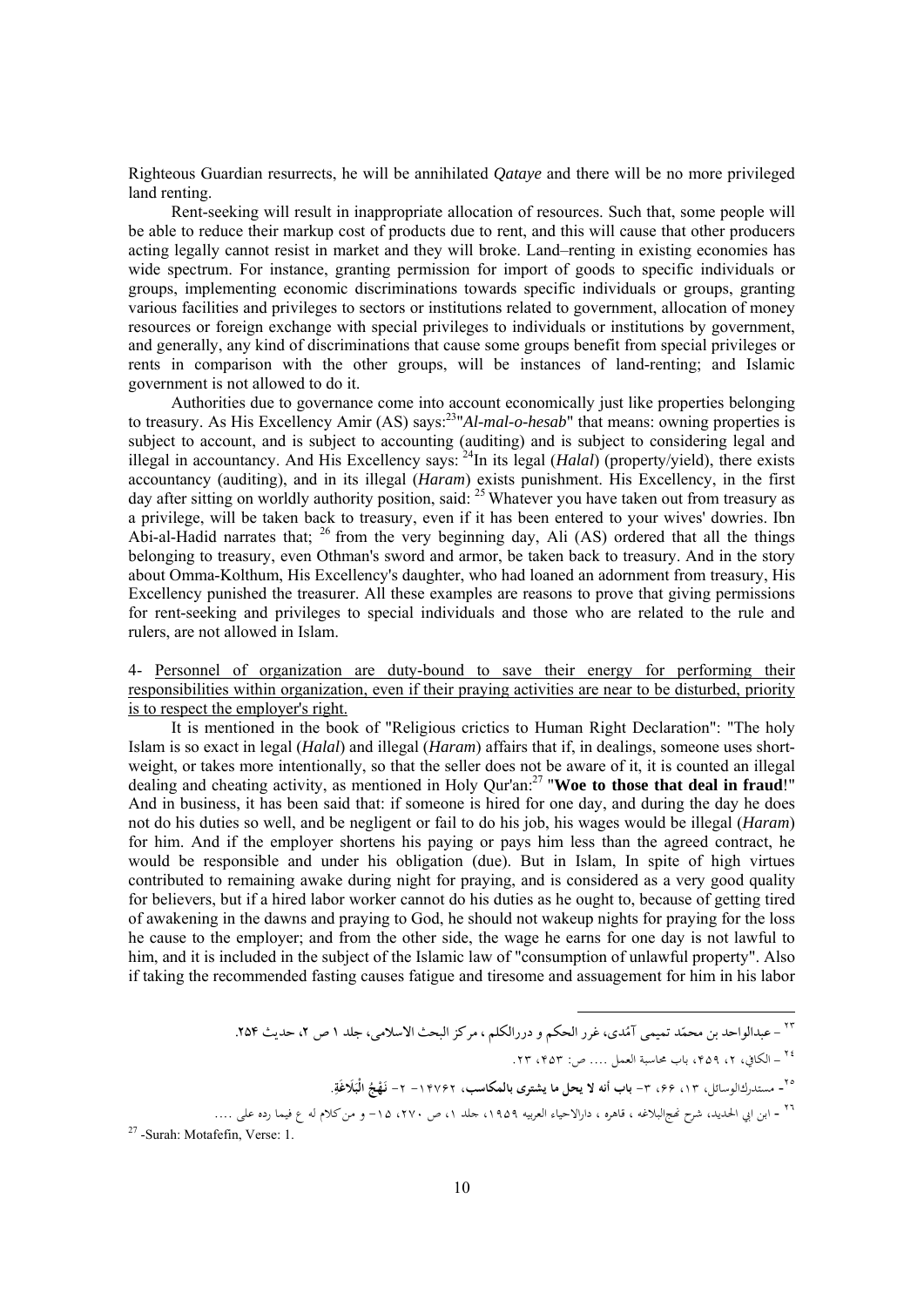Righteous Guardian resurrects, he will be annihilated *Qataye* and there will be no more privileged land renting.

Rent-seeking will result in inappropriate allocation of resources. Such that, some people will be able to reduce their markup cost of products due to rent, and this will cause that other producers acting legally cannot resist in market and they will broke. Land–renting in existing economies has wide spectrum. For instance, granting permission for import of goods to specific individuals or groups, implementing economic discriminations towards specific individuals or groups, granting various facilities and privileges to sectors or institutions related to government, allocation of money resources or foreign exchange with special privileges to individuals or institutions by government, and generally, any kind of discriminations that cause some groups benefit from special privileges or rents in comparison with the other groups, will be instances of land-renting; and Islamic government is not allowed to do it.

Authorities due to governance come into account economically just like properties belonging to treasury. As His Excellency Amir (AS) says:[23]"*Al-mal-o-hesab*" that means: owning properties is subject to account, and is subject to accounting (auditing) and is subject to considering legal and illegal in accountancy. And His Excellency says: [24]In its legal (*Halal*) (property/yield), there exists accountancy (auditing), and in its illegal (*Haram*) exists punishment. His Excellency, in the first day after sitting on worldly authority position, said: [25] Whatever you have taken out from treasury as a privilege, will be taken back to treasury, even if it has been entered to your wives' dowries. Ibn Abi-al-Hadid narrates that; [26] from the very beginning day, Ali (AS) ordered that all the things belonging to treasury, even Othman's sword and armor, be taken back to treasury. And in the story about Omma-Kolthum, His Excellency's daughter, who had loaned an adornment from treasury, His Excellency punished the treasurer. All these examples are reasons to prove that giving permissions for rent-seeking and privileges to special individuals and those who are related to the rule and rulers, are not allowed in Islam.

4- Personnel of organization are duty-bound to save their energy for performing their responsibilities within organization, even if their praying activities are near to be disturbed, priority is to respect the employer's right.

It is mentioned in the book of "Religious crictics to Human Right Declaration": "The holy Islam is so exact in legal (*Halal*) and illegal (*Haram*) affairs that if, in dealings, someone uses short-weight, or takes more intentionally, so that the seller does not be aware of it, it is counted an illegal dealing and cheating activity, as mentioned in Holy Qur'an:[27] "**Woe to those that deal in fraud**!" And in business, it has been said that: if someone is hired for one day, and during the day he does not do his duties so well, and be negligent or fail to do his job, his wages would be illegal (*Haram*) for him. And if the employer shortens his paying or pays him less than the agreed contract, he would be responsible and under his obligation (due). But in Islam, In spite of high virtues contributed to remaining awake during night for praying, and is considered as a very good quality for believers, but if a hired labor worker cannot do his duties as he ought to, because of getting tired of awakening in the dawns and praying to God, he should not wakeup nights for praying for the loss he cause to the employer; and from the other side, the wage he earns for one day is not lawful to him, and it is included in the subject of the Islamic law of "consumption of unlawful property". Also if taking the recommended fasting causes fatigue and tiresome and assuagement for him in his labor

---

[23] – عبدالواحد بن محمّد تميمى آمّدى، غرر الحكم و دررالكلم ، مركز البحث الاسلامى، جلد ١ ص ٢، حديث ٢٥٤.

[24] – الكافي، ٢، ٤٥٩، باب محاسبة العمل .... ص: ٤٥٣، ٢٣.

[25]- مستدرك‏الوسائل، ١٣، ٦۶، ٣- **باب أنه لا يحل ما يشترى بالمكاسب**، ١٤٧۶٢- ٢- **نَهْجُ الْبَلَاغَة**.

[26] - ابن ابي الحديد، شرح نهج‏البلاغه ، قاهره ، داراالاحياء العربيه ١٩٥٩، جلد ١، ص ٢٧٠، ١٥- و من‏كلام له ع فيما رده على ....

[27] -Surah: Motafefin, Verse: 1.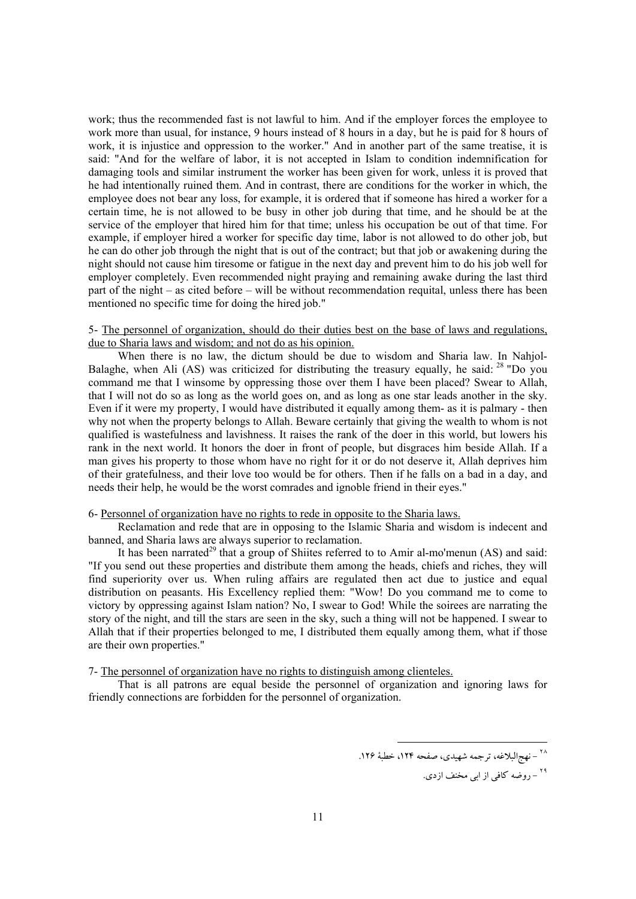work; thus the recommended fast is not lawful to him. And if the employer forces the employee to work more than usual, for instance, 9 hours instead of 8 hours in a day, but he is paid for 8 hours of work, it is injustice and oppression to the worker." And in another part of the same treatise, it is said: "And for the welfare of labor, it is not accepted in Islam to condition indemnification for damaging tools and similar instrument the worker has been given for work, unless it is proved that he had intentionally ruined them. And in contrast, there are conditions for the worker in which, the employee does not bear any loss, for example, it is ordered that if someone has hired a worker for a certain time, he is not allowed to be busy in other job during that time, and he should be at the service of the employer that hired him for that time; unless his occupation be out of that time. For example, if employer hired a worker for specific day time, labor is not allowed to do other job, but he can do other job through the night that is out of the contract; but that job or awakening during the night should not cause him tiresome or fatigue in the next day and prevent him to do his job well for employer completely. Even recommended night praying and remaining awake during the last third part of the night – as cited before – will be without recommendation requital, unless there has been mentioned no specific time for doing the hired job."

5- <u>The personnel of organization, should do their duties best on the base of laws and regulations, due to Sharia laws and wisdom; and not do as his opinion.</u>

When there is no law, the dictum should be due to wisdom and Sharia law. In Nahjol-Balaghe, when Ali (AS) was criticized for distributing the treasury equally, he said: [28] "Do you command me that I winsome by oppressing those over them I have been placed? Swear to Allah, that I will not do so as long as the world goes on, and as long as one star leads another in the sky. Even if it were my property, I would have distributed it equally among them- as it is palmary - then why not when the property belongs to Allah. Beware certainly that giving the wealth to whom is not qualified is wastefulness and lavishness. It raises the rank of the doer in this world, but lowers his rank in the next world. It honors the doer in front of people, but disgraces him beside Allah. If a man gives his property to those whom have no right for it or do not deserve it, Allah deprives him of their gratefulness, and their love too would be for others. Then if he falls on a bad in a day, and needs their help, he would be the worst comrades and ignoble friend in their eyes."

6- <u>Personnel of organization have no rights to rede in opposite to the Sharia laws.</u>

Reclamation and rede that are in opposing to the Islamic Sharia and wisdom is indecent and banned, and Sharia laws are always superior to reclamation.

It has been narrated[29] that a group of Shiites referred to to Amir al-mo'menun (AS) and said: "If you send out these properties and distribute them among the heads, chiefs and riches, they will find superiority over us. When ruling affairs are regulated then act due to justice and equal distribution on peasants. His Excellency replied them: "Wow! Do you command me to come to victory by oppressing against Islam nation? No, I swear to God! While the soirees are narrating the story of the night, and till the stars are seen in the sky, such a thing will not be happened. I swear to Allah that if their properties belonged to me, I distributed them equally among them, what if those are their own properties."

7- <u>The personnel of organization have no rights to distinguish among clienteles.</u>

That is all patrons are equal beside the personnel of organization and ignoring laws for friendly connections are forbidden for the personnel of organization.

---

[28] - نهج‌البلاغه، ترجمه شهیدی، صفحه ۱۲۴، خطبهٔ ۱۲۶.

[29] - روضه کافی از ابی مخنف ازدی.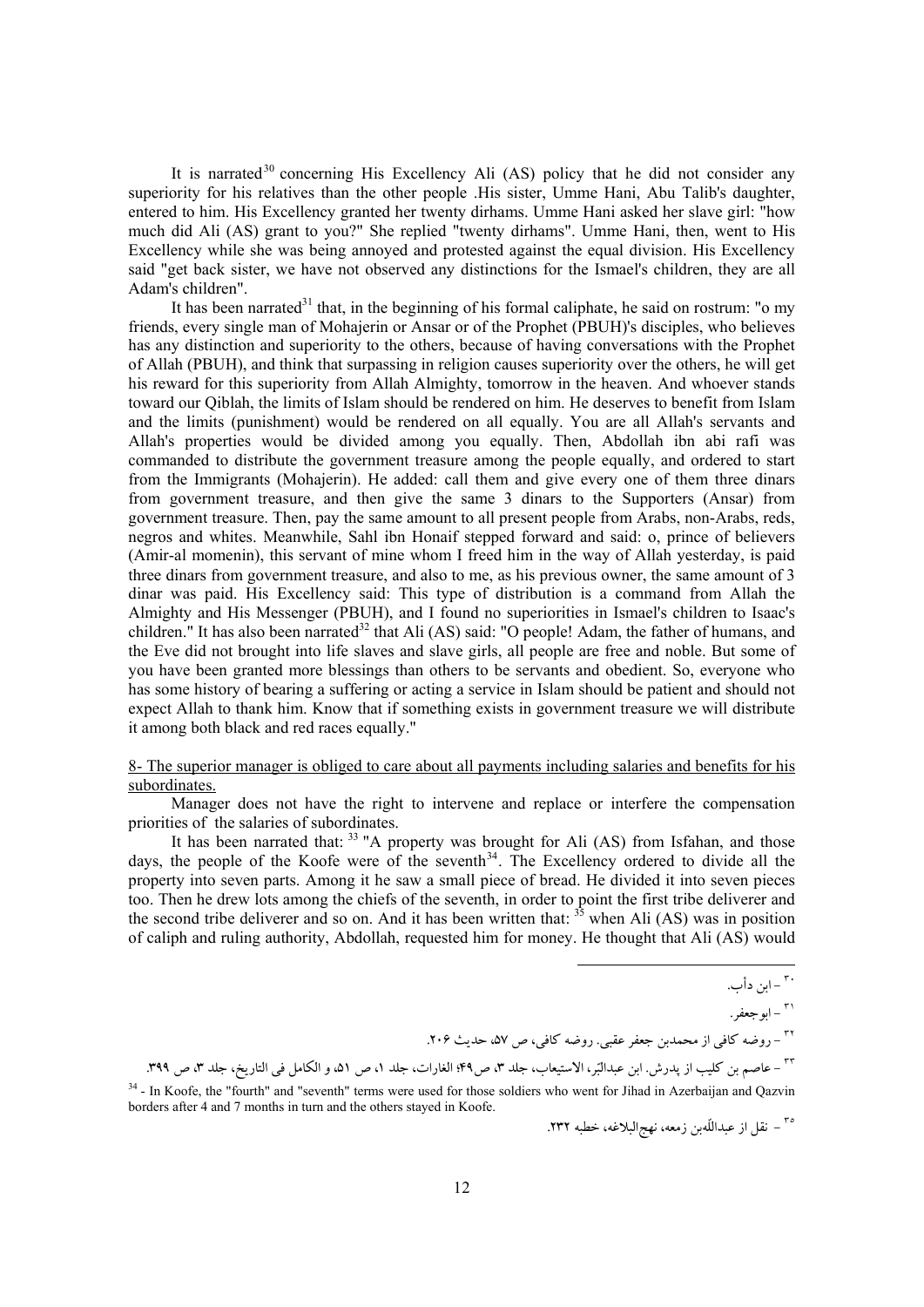It is narrated[30] concerning His Excellency Ali (AS) policy that he did not consider any superiority for his relatives than the other people .His sister, Umme Hani, Abu Talib's daughter, entered to him. His Excellency granted her twenty dirhams. Umme Hani asked her slave girl: "how much did Ali (AS) grant to you?" She replied "twenty dirhams". Umme Hani, then, went to His Excellency while she was being annoyed and protested against the equal division. His Excellency said "get back sister, we have not observed any distinctions for the Ismael's children, they are all Adam's children".

It has been narrated[31] that, in the beginning of his formal caliphate, he said on rostrum: "o my friends, every single man of Mohajerin or Ansar or of the Prophet (PBUH)'s disciples, who believes has any distinction and superiority to the others, because of having conversations with the Prophet of Allah (PBUH), and think that surpassing in religion causes superiority over the others, he will get his reward for this superiority from Allah Almighty, tomorrow in the heaven. And whoever stands toward our Qiblah, the limits of Islam should be rendered on him. He deserves to benefit from Islam and the limits (punishment) would be rendered on all equally. You are all Allah's servants and Allah's properties would be divided among you equally. Then, Abdollah ibn abi rafi was commanded to distribute the government treasure among the people equally, and ordered to start from the Immigrants (Mohajerin). He added: call them and give every one of them three dinars from government treasure, and then give the same 3 dinars to the Supporters (Ansar) from government treasure. Then, pay the same amount to all present people from Arabs, non-Arabs, reds, negros and whites. Meanwhile, Sahl ibn Honaif stepped forward and said: o, prince of believers (Amir-al momenin), this servant of mine whom I freed him in the way of Allah yesterday, is paid three dinars from government treasure, and also to me, as his previous owner, the same amount of 3 dinar was paid. His Excellency said: This type of distribution is a command from Allah the Almighty and His Messenger (PBUH), and I found no superiorities in Ismael's children to Isaac's children." It has also been narrated[32] that Ali (AS) said: "O people! Adam, the father of humans, and the Eve did not brought into life slaves and slave girls, all people are free and noble. But some of you have been granted more blessings than others to be servants and obedient. So, everyone who has some history of bearing a suffering or acting a service in Islam should be patient and should not expect Allah to thank him. Know that if something exists in government treasure we will distribute it among both black and red races equally."

<u>8- The superior manager is obliged to care about all payments including salaries and benefits for his subordinates.</u>

Manager does not have the right to intervene and replace or interfere the compensation priorities of the salaries of subordinates.

It has been narrated that: [33] "A property was brought for Ali (AS) from Isfahan, and those days, the people of the Koofe were of the seventh[34]. The Excellency ordered to divide all the property into seven parts. Among it he saw a small piece of bread. He divided it into seven pieces too. Then he drew lots among the chiefs of the seventh, in order to point the first tribe deliverer and the second tribe deliverer and so on. And it has been written that: [35] when Ali (AS) was in position of caliph and ruling authority, Abdollah, requested him for money. He thought that Ali (AS) would

---

[30] – ابن دأب.

[31] – ابوجعفر.

[32] – روضه کافی از محمدبن جعفر عقبی. روضه کافی، ص ۵۷، حدیث ۲۰۶.

[33] – عاصم بن کلیب از پدرش. ابن عبدالبّر، الاستیعاب، جلد ۳، ص۴۹؛ الغارات، جلد ۱، ص ۵۱، و الکامل فی التاریخ، جلد ۳، ص ۳۹۹.

[34] - In Koofe, the "fourth" and "seventh" terms were used for those soldiers who went for Jihad in Azerbaijan and Qazvin borders after 4 and 7 months in turn and the others stayed in Koofe.

[35] – نقل از عبداللّه‌بن زمعه، نهج‌البلاغه، خطبه ۲۳۲.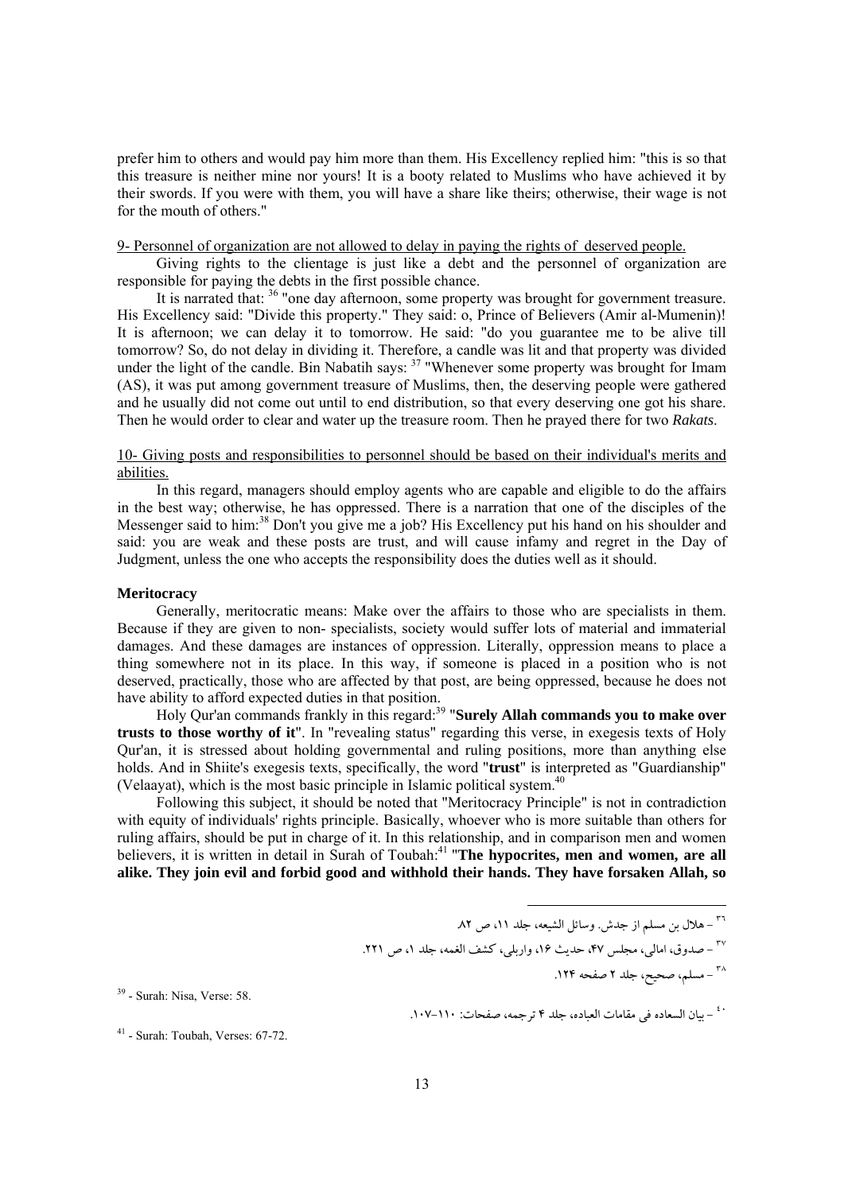prefer him to others and would pay him more than them. His Excellency replied him: "this is so that this treasure is neither mine nor yours! It is a booty related to Muslims who have achieved it by their swords. If you were with them, you will have a share like theirs; otherwise, their wage is not for the mouth of others."

9- Personnel of organization are not allowed to delay in paying the rights of deserved people.

Giving rights to the clientage is just like a debt and the personnel of organization are responsible for paying the debts in the first possible chance.

It is narrated that: [36] "one day afternoon, some property was brought for government treasure. His Excellency said: "Divide this property." They said: o, Prince of Believers (Amir al-Mumenin)! It is afternoon; we can delay it to tomorrow. He said: "do you guarantee me to be alive till tomorrow? So, do not delay in dividing it. Therefore, a candle was lit and that property was divided under the light of the candle. Bin Nabatih says: [37] "Whenever some property was brought for Imam (AS), it was put among government treasure of Muslims, then, the deserving people were gathered and he usually did not come out until to end distribution, so that every deserving one got his share. Then he would order to clear and water up the treasure room. Then he prayed there for two *Rakats*.

10- Giving posts and responsibilities to personnel should be based on their individual's merits and abilities.

In this regard, managers should employ agents who are capable and eligible to do the affairs in the best way; otherwise, he has oppressed. There is a narration that one of the disciples of the Messenger said to him:[38] Don't you give me a job? His Excellency put his hand on his shoulder and said: you are weak and these posts are trust, and will cause infamy and regret in the Day of Judgment, unless the one who accepts the responsibility does the duties well as it should.

**Meritocracy**

Generally, meritocratic means: Make over the affairs to those who are specialists in them. Because if they are given to non- specialists, society would suffer lots of material and immaterial damages. And these damages are instances of oppression. Literally, oppression means to place a thing somewhere not in its place. In this way, if someone is placed in a position who is not deserved, practically, those who are affected by that post, are being oppressed, because he does not have ability to afford expected duties in that position.

Holy Qur'an commands frankly in this regard:[39] "**Surely Allah commands you to make over trusts to those worthy of it**". In "revealing status" regarding this verse, in exegesis texts of Holy Qur'an, it is stressed about holding governmental and ruling positions, more than anything else holds. And in Shiite's exegesis texts, specifically, the word "**trust**" is interpreted as "Guardianship" (Velaayat), which is the most basic principle in Islamic political system.[40]

Following this subject, it should be noted that "Meritocracy Principle" is not in contradiction with equity of individuals' rights principle. Basically, whoever who is more suitable than others for ruling affairs, should be put in charge of it. In this relationship, and in comparison men and women believers, it is written in detail in Surah of Toubah:[41] "**The hypocrites, men and women, are all alike. They join evil and forbid good and withhold their hands. They have forsaken Allah, so**

---

[36] - هلال بن مسلم از جدش. وسائل الشيعه، جلد ۱۱، ص ۸۲.

[37] - صدوق، امالی، مجلس ۴۷، حدیث ۱۶، واربلی، کشف الغمه، جلد ۱، ص ۲۲۱.

[38] - مسلم، صحیح، جلد ۲ صفحه ۱۲۴.

[39] - Surah: Nisa, Verse: 58.

[40] - بیان السعاده فی مقامات العباده، جلد ۴ ترجمه، صفحات: ۱۱۰-۱۰۷.

[41] - Surah: Toubah, Verses: 67-72.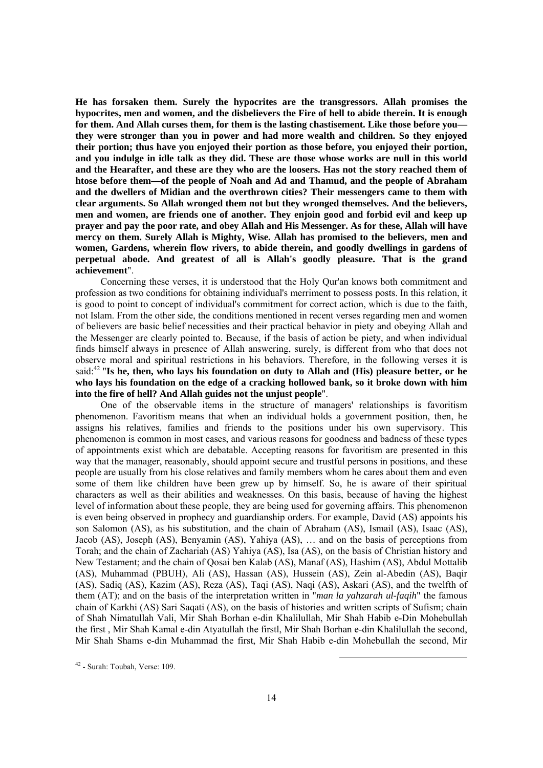**He has forsaken them. Surely the hypocrites are the transgressors. Allah promises the hypocrites, men and women, and the disbelievers the Fire of hell to abide therein. It is enough for them. And Allah curses them, for them is the lasting chastisement. Like those before you—they were stronger than you in power and had more wealth and children. So they enjoyed their portion; thus have you enjoyed their portion as those before, you enjoyed their portion, and you indulge in idle talk as they did. These are those whose works are null in this world and the Hearafter, and these are they who are the loosers. Has not the story reached them of htose before them—of the people of Noah and Ad and Thamud, and the people of Abraham and the dwellers of Midian and the overthrown cities? Their messengers came to them with clear arguments. So Allah wronged them not but they wronged themselves. And the believers, men and women, are friends one of another. They enjoin good and forbid evil and keep up prayer and pay the poor rate, and obey Allah and His Messenger. As for these, Allah will have mercy on them. Surely Allah is Mighty, Wise. Allah has promised to the believers, men and women, Gardens, wherein flow rivers, to abide therein, and goodly dwellings in gardens of perpetual abode. And greatest of all is Allah's goodly pleasure. That is the grand achievement**".

Concerning these verses, it is understood that the Holy Qur'an knows both commitment and profession as two conditions for obtaining individual's merriment to possess posts. In this relation, it is good to point to concept of individual's commitment for correct action, which is due to the faith, not Islam. From the other side, the conditions mentioned in recent verses regarding men and women of believers are basic belief necessities and their practical behavior in piety and obeying Allah and the Messenger are clearly pointed to. Because, if the basis of action be piety, and when individual finds himself always in presence of Allah answering, surely, is different from who that does not observe moral and spiritual restrictions in his behaviors. Therefore, in the following verses it is said:[42] "**Is he, then, who lays his foundation on duty to Allah and (His) pleasure better, or he who lays his foundation on the edge of a cracking hollowed bank, so it broke down with him into the fire of hell? And Allah guides not the unjust people**".

One of the observable items in the structure of managers' relationships is favoritism phenomenon. Favoritism means that when an individual holds a government position, then, he assigns his relatives, families and friends to the positions under his own supervisory. This phenomenon is common in most cases, and various reasons for goodness and badness of these types of appointments exist which are debatable. Accepting reasons for favoritism are presented in this way that the manager, reasonably, should appoint secure and trustful persons in positions, and these people are usually from his close relatives and family members whom he cares about them and even some of them like children have been grew up by himself. So, he is aware of their spiritual characters as well as their abilities and weaknesses. On this basis, because of having the highest level of information about these people, they are being used for governing affairs. This phenomenon is even being observed in prophecy and guardianship orders. For example, David (AS) appoints his son Salomon (AS), as his substitution, and the chain of Abraham (AS), Ismail (AS), Isaac (AS), Jacob (AS), Joseph (AS), Benyamin (AS), Yahiya (AS), … and on the basis of perceptions from Torah; and the chain of Zachariah (AS) Yahiya (AS), Isa (AS), on the basis of Christian history and New Testament; and the chain of Qosai ben Kalab (AS), Manaf (AS), Hashim (AS), Abdul Mottalib (AS), Muhammad (PBUH), Ali (AS), Hassan (AS), Hussein (AS), Zein al-Abedin (AS), Baqir (AS), Sadiq (AS), Kazim (AS), Reza (AS), Taqi (AS), Naqi (AS), Askari (AS), and the twelfth of them (AT); and on the basis of the interpretation written in "*man la yahzarah ul-faqih*" the famous chain of Karkhi (AS) Sari Saqati (AS), on the basis of histories and written scripts of Sufism; chain of Shah Nimatullah Vali, Mir Shah Borhan e-din Khalilullah, Mir Shah Habib e-Din Mohebullah the first , Mir Shah Kamal e-din Atyatullah the firstl, Mir Shah Borhan e-din Khalilullah the second, Mir Shah Shams e-din Muhammad the first, Mir Shah Habib e-din Mohebullah the second, Mir

---

[42] - Surah: Toubah, Verse: 109.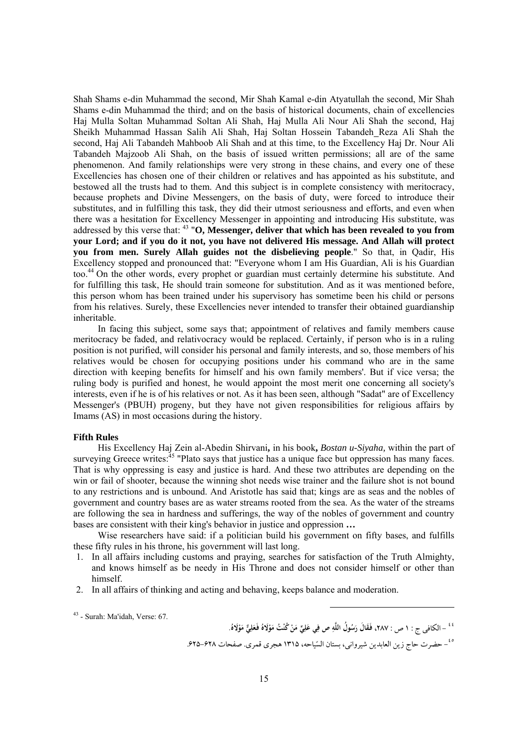Shah Shams e-din Muhammad the second, Mir Shah Kamal e-din Atyatullah the second, Mir Shah Shams e-din Muhammad the third; and on the basis of historical documents, chain of excellencies Haj Mulla Soltan Muhammad Soltan Ali Shah, Haj Mulla Ali Nour Ali Shah the second, Haj Sheikh Muhammad Hassan Salih Ali Shah, Haj Soltan Hossein Tabandeh_Reza Ali Shah the second, Haj Ali Tabandeh Mahboob Ali Shah and at this time, to the Excellency Haj Dr. Nour Ali Tabandeh Majzoob Ali Shah, on the basis of issued written permissions; all are of the same phenomenon. And family relationships were very strong in these chains, and every one of these Excellencies has chosen one of their children or relatives and has appointed as his substitute, and bestowed all the trusts had to them. And this subject is in complete consistency with meritocracy, because prophets and Divine Messengers, on the basis of duty, were forced to introduce their substitutes, and in fulfilling this task, they did their utmost seriousness and efforts, and even when there was a hesitation for Excellency Messenger in appointing and introducing His substitute, was addressed by this verse that: [43] "**O, Messenger, deliver that which has been revealed to you from your Lord; and if you do it not, you have not delivered His message. And Allah will protect you from men. Surely Allah guides not the disbelieving people**." So that, in Qadir, His Excellency stopped and pronounced that: "Everyone whom I am His Guardian, Ali is his Guardian too.[44] On the other words, every prophet or guardian must certainly determine his substitute. And for fulfilling this task, He should train someone for substitution. And as it was mentioned before, this person whom has been trained under his supervisory has sometime been his child or persons from his relatives. Surely, these Excellencies never intended to transfer their obtained guardianship inheritable.

In facing this subject, some says that; appointment of relatives and family members cause meritocracy be faded, and relativocracy would be replaced. Certainly, if person who is in a ruling position is not purified, will consider his personal and family interests, and so, those members of his relatives would be chosen for occupying positions under his command who are in the same direction with keeping benefits for himself and his own family members'. But if vice versa; the ruling body is purified and honest, he would appoint the most merit one concerning all society's interests, even if he is of his relatives or not. As it has been seen, although "Sadat" are of Excellency Messenger's (PBUH) progeny, but they have not given responsibilities for religious affairs by Imams (AS) in most occasions during the history.

### Fifth Rules

His Excellency Haj Zein al-Abedin Shirvani**,** in his book**,** *Bostan u-Siyaha,* within the part of surveying Greece writes:[45] "Plato says that justice has a unique face but oppression has many faces. That is why oppressing is easy and justice is hard. And these two attributes are depending on the win or fail of shooter, because the winning shot needs wise trainer and the failure shot is not bound to any restrictions and is unbound. And Aristotle has said that; kings are as seas and the nobles of government and country bases are as water streams rooted from the sea. As the water of the streams are following the sea in hardness and sufferings, the way of the nobles of government and country bases are consistent with their king's behavior in justice and oppression **…**

Wise researchers have said: if a politician build his government on fifty bases, and fulfills these fifty rules in his throne, his government will last long.

1. In all affairs including customs and praying, searches for satisfaction of the Truth Almighty, and knows himself as be needy in His Throne and does not consider himself or other than himself.
2. In all affairs of thinking and acting and behaving, keeps balance and moderation.

---

[43] - Surah: Ma'idah, Verse: 67.

[44] - الکافی ج : ۱ ص : ۲۸۷، فَقَالَ رَسُولُ اللَّهِ ص فِي عَلِيٍّ مَنْ كُنْتُ مَوْلَاهُ فَعَلِيٌّ مَوْلَاهُ.

[45] - حضرت حاج زین العابدین شیروانی، بستان السّیاحه، ۱۳۱۵ هجری قمری. صفحات ۶۲۸-۶۲۵.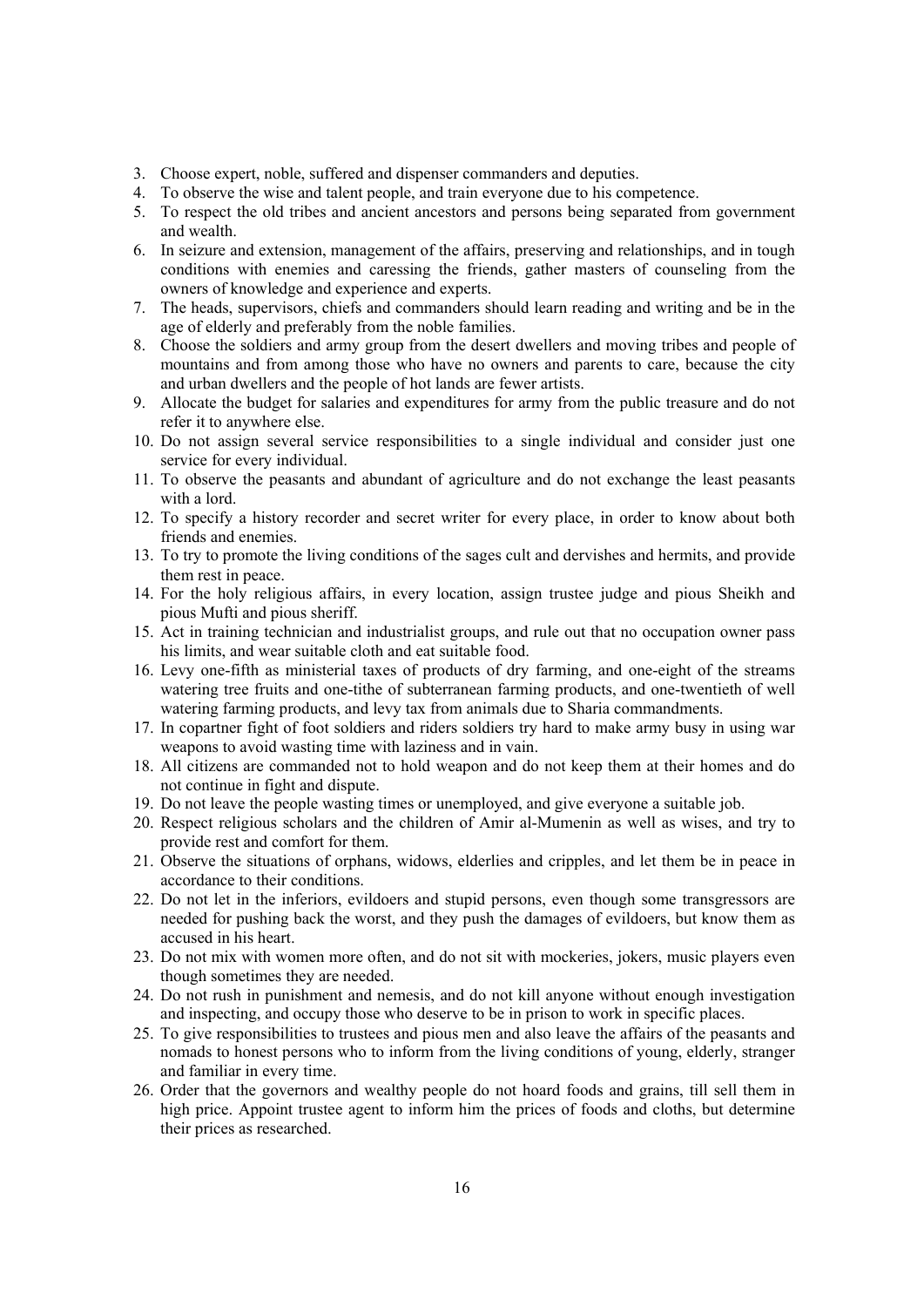3. Choose expert, noble, suffered and dispenser commanders and deputies.
4. To observe the wise and talent people, and train everyone due to his competence.
5. To respect the old tribes and ancient ancestors and persons being separated from government and wealth.
6. In seizure and extension, management of the affairs, preserving and relationships, and in tough conditions with enemies and caressing the friends, gather masters of counseling from the owners of knowledge and experience and experts.
7. The heads, supervisors, chiefs and commanders should learn reading and writing and be in the age of elderly and preferably from the noble families.
8. Choose the soldiers and army group from the desert dwellers and moving tribes and people of mountains and from among those who have no owners and parents to care, because the city and urban dwellers and the people of hot lands are fewer artists.
9. Allocate the budget for salaries and expenditures for army from the public treasure and do not refer it to anywhere else.
10. Do not assign several service responsibilities to a single individual and consider just one service for every individual.
11. To observe the peasants and abundant of agriculture and do not exchange the least peasants with a lord.
12. To specify a history recorder and secret writer for every place, in order to know about both friends and enemies.
13. To try to promote the living conditions of the sages cult and dervishes and hermits, and provide them rest in peace.
14. For the holy religious affairs, in every location, assign trustee judge and pious Sheikh and pious Mufti and pious sheriff.
15. Act in training technician and industrialist groups, and rule out that no occupation owner pass his limits, and wear suitable cloth and eat suitable food.
16. Levy one-fifth as ministerial taxes of products of dry farming, and one-eight of the streams watering tree fruits and one-tithe of subterranean farming products, and one-twentieth of well watering farming products, and levy tax from animals due to Sharia commandments.
17. In copartner fight of foot soldiers and riders soldiers try hard to make army busy in using war weapons to avoid wasting time with laziness and in vain.
18. All citizens are commanded not to hold weapon and do not keep them at their homes and do not continue in fight and dispute.
19. Do not leave the people wasting times or unemployed, and give everyone a suitable job.
20. Respect religious scholars and the children of Amir al-Mumenin as well as wises, and try to provide rest and comfort for them.
21. Observe the situations of orphans, widows, elderlies and cripples, and let them be in peace in accordance to their conditions.
22. Do not let in the inferiors, evildoers and stupid persons, even though some transgressors are needed for pushing back the worst, and they push the damages of evildoers, but know them as accused in his heart.
23. Do not mix with women more often, and do not sit with mockeries, jokers, music players even though sometimes they are needed.
24. Do not rush in punishment and nemesis, and do not kill anyone without enough investigation and inspecting, and occupy those who deserve to be in prison to work in specific places.
25. To give responsibilities to trustees and pious men and also leave the affairs of the peasants and nomads to honest persons who to inform from the living conditions of young, elderly, stranger and familiar in every time.
26. Order that the governors and wealthy people do not hoard foods and grains, till sell them in high price. Appoint trustee agent to inform him the prices of foods and cloths, but determine their prices as researched.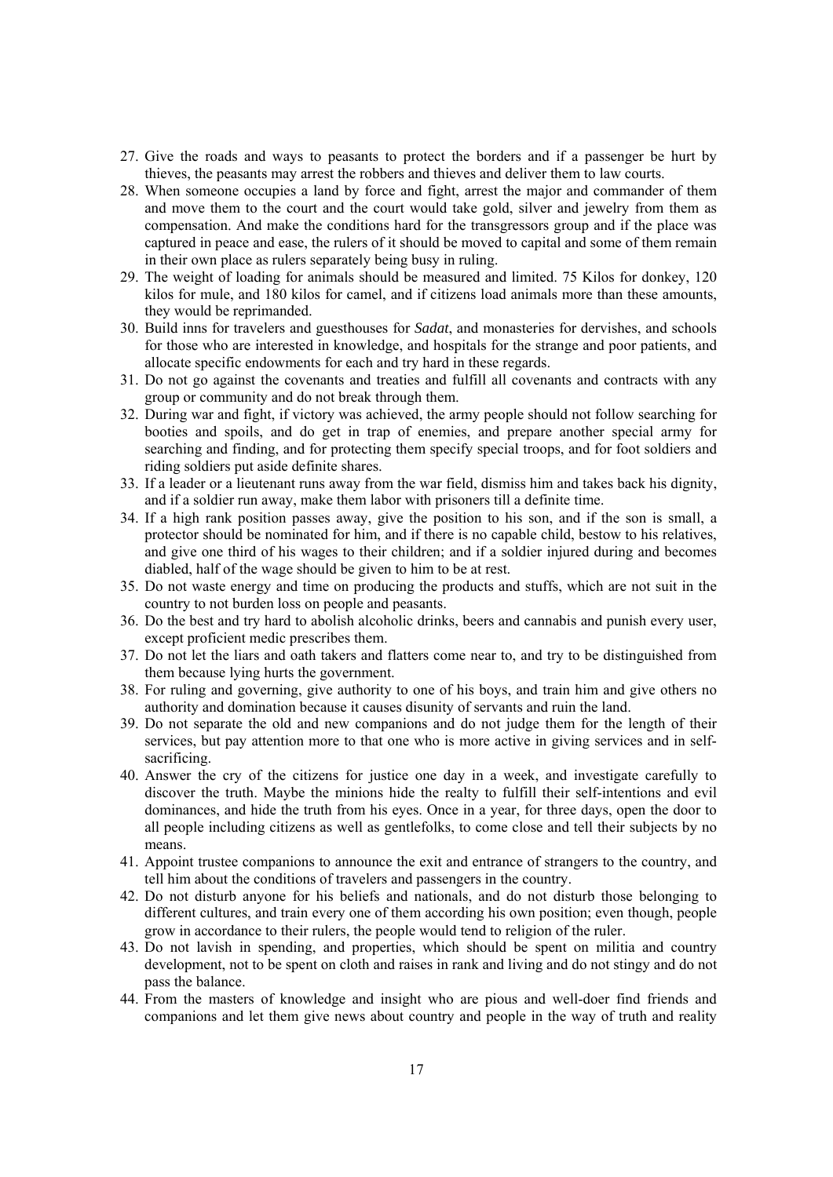27. Give the roads and ways to peasants to protect the borders and if a passenger be hurt by thieves, the peasants may arrest the robbers and thieves and deliver them to law courts.
28. When someone occupies a land by force and fight, arrest the major and commander of them and move them to the court and the court would take gold, silver and jewelry from them as compensation. And make the conditions hard for the transgressors group and if the place was captured in peace and ease, the rulers of it should be moved to capital and some of them remain in their own place as rulers separately being busy in ruling.
29. The weight of loading for animals should be measured and limited. 75 Kilos for donkey, 120 kilos for mule, and 180 kilos for camel, and if citizens load animals more than these amounts, they would be reprimanded.
30. Build inns for travelers and guesthouses for *Sadat*, and monasteries for dervishes, and schools for those who are interested in knowledge, and hospitals for the strange and poor patients, and allocate specific endowments for each and try hard in these regards.
31. Do not go against the covenants and treaties and fulfill all covenants and contracts with any group or community and do not break through them.
32. During war and fight, if victory was achieved, the army people should not follow searching for booties and spoils, and do get in trap of enemies, and prepare another special army for searching and finding, and for protecting them specify special troops, and for foot soldiers and riding soldiers put aside definite shares.
33. If a leader or a lieutenant runs away from the war field, dismiss him and takes back his dignity, and if a soldier run away, make them labor with prisoners till a definite time.
34. If a high rank position passes away, give the position to his son, and if the son is small, a protector should be nominated for him, and if there is no capable child, bestow to his relatives, and give one third of his wages to their children; and if a soldier injured during and becomes diabled, half of the wage should be given to him to be at rest.
35. Do not waste energy and time on producing the products and stuffs, which are not suit in the country to not burden loss on people and peasants.
36. Do the best and try hard to abolish alcoholic drinks, beers and cannabis and punish every user, except proficient medic prescribes them.
37. Do not let the liars and oath takers and flatters come near to, and try to be distinguished from them because lying hurts the government.
38. For ruling and governing, give authority to one of his boys, and train him and give others no authority and domination because it causes disunity of servants and ruin the land.
39. Do not separate the old and new companions and do not judge them for the length of their services, but pay attention more to that one who is more active in giving services and in self-sacrificing.
40. Answer the cry of the citizens for justice one day in a week, and investigate carefully to discover the truth. Maybe the minions hide the realty to fulfill their self-intentions and evil dominances, and hide the truth from his eyes. Once in a year, for three days, open the door to all people including citizens as well as gentlefolks, to come close and tell their subjects by no means.
41. Appoint trustee companions to announce the exit and entrance of strangers to the country, and tell him about the conditions of travelers and passengers in the country.
42. Do not disturb anyone for his beliefs and nationals, and do not disturb those belonging to different cultures, and train every one of them according his own position; even though, people grow in accordance to their rulers, the people would tend to religion of the ruler.
43. Do not lavish in spending, and properties, which should be spent on militia and country development, not to be spent on cloth and raises in rank and living and do not stingy and do not pass the balance.
44. From the masters of knowledge and insight who are pious and well-doer find friends and companions and let them give news about country and people in the way of truth and reality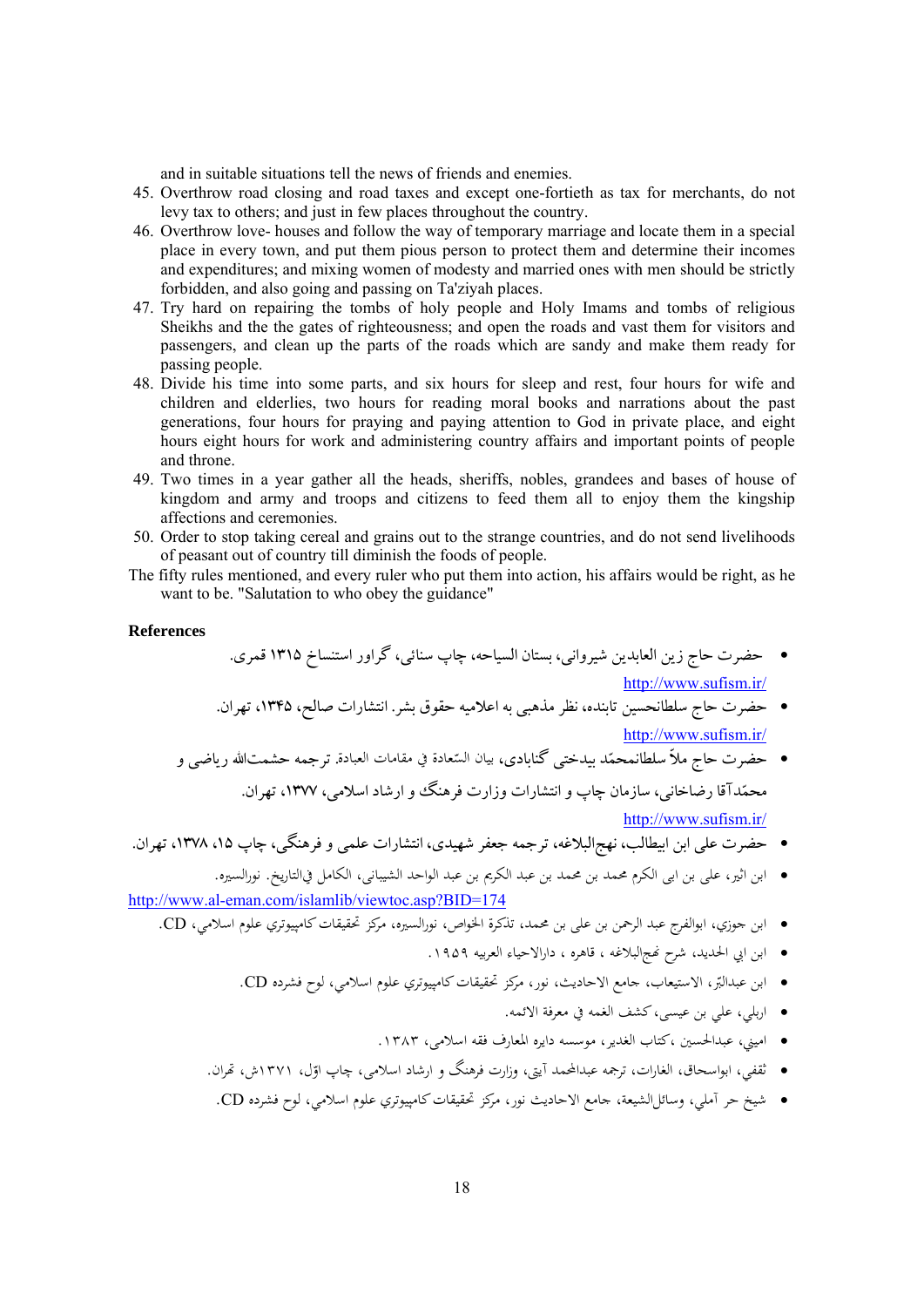and in suitable situations tell the news of friends and enemies.

45. Overthrow road closing and road taxes and except one-fortieth as tax for merchants, do not levy tax to others; and just in few places throughout the country.
46. Overthrow love- houses and follow the way of temporary marriage and locate them in a special place in every town, and put them pious person to protect them and determine their incomes and expenditures; and mixing women of modesty and married ones with men should be strictly forbidden, and also going and passing on Ta'ziyah places.
47. Try hard on repairing the tombs of holy people and Holy Imams and tombs of religious Sheikhs and the the gates of righteousness; and open the roads and vast them for visitors and passengers, and clean up the parts of the roads which are sandy and make them ready for passing people.
48. Divide his time into some parts, and six hours for sleep and rest, four hours for wife and children and elderlies, two hours for reading moral books and narrations about the past generations, four hours for praying and paying attention to God in private place, and eight hours eight hours for work and administering country affairs and important points of people and throne.
49. Two times in a year gather all the heads, sheriffs, nobles, grandees and bases of house of kingdom and army and troops and citizens to feed them all to enjoy them the kingship affections and ceremonies.
50. Order to stop taking cereal and grains out to the strange countries, and do not send livelihoods of peasant out of country till diminish the foods of people.

The fifty rules mentioned, and every ruler who put them into action, his affairs would be right, as he want to be. "Salutation to who obey the guidance"

**References**

- حضرت حاج زین العابدین شیروانی، بستان السیاحه، چاپ سنائی، گراور استنساخ ۱۳۱۵ قمری.
  http://www.sufism.ir/
- حضرت حاج سلطانحسین تابنده، نظر مذهبی به اعلامیه حقوق بشر. انتشارات صالح، ۱۳۴۵، تهران.
  http://www.sufism.ir/
- حضرت حاج ملاّ سلطانمحمّد بیدختی گنابادی، بیان السّعادة في مقامات العبادة. ترجمه حشمت‌الله ریاضی و محمّدآقا رضاخانی، سازمان چاپ و انتشارات وزارت فرهنگ و ارشاد اسلامی، ۱۳۷۷، تهران.
  http://www.sufism.ir/
- حضرت علی ابن ابیطالب، نهج‌البلاغه، ترجمه جعفر شهیدی، انتشارات علمی و فرهنگی، چاپ ۱۵، ۱۳۷۸، تهران.
- ابن اثیر، علی بن ابی الکرم محمد بن محمد بن عبد الکریم بن عبد الواحد الشیبانی، الکامل في‌التاریخ. نورالسیره.
  http://www.al-eman.com/islamlib/viewtoc.asp?BID=174
- ابن جوزي، ابوالفرج عبد الرحمن بن علی بن محمد، تذکرة الخواص، نورالسیره، مرکز تحقیقات کامپیوتري علوم اسلامي، CD.
- ابن ابي الحدید، شرح نهج‌البلاغه ، قاهره ، دارالاحیاء العربیه ۱۹۵۹.
- ابن عبدالبّر، الاستیعاب، جامع الاحادیث، نور، مرکز تحقیقات کامپیوتري علوم اسلامي، لوح فشرده CD.
- اربلي، علي بن عیسی، کشف الغمه في معرفة الائمه.
- امیني، عبدالحسین ،کتاب الغدیر، موسسه دایره المعارف فقه اسلامی، ۱۳۸۳.
- ثقفي، ابواسحاق، الغارات، ترجمه عبدالمحمد آیتی، وزارت فرهنگ و ارشاد اسلامی، چاپ اوّل، ۱۳۷۱ش، تهران.
- شیخ حر آملي، وسائل‌الشیعة، جامع الاحادیث نور، مرکز تحقیقات کامپیوتري علوم اسلامي، لوح فشرده CD.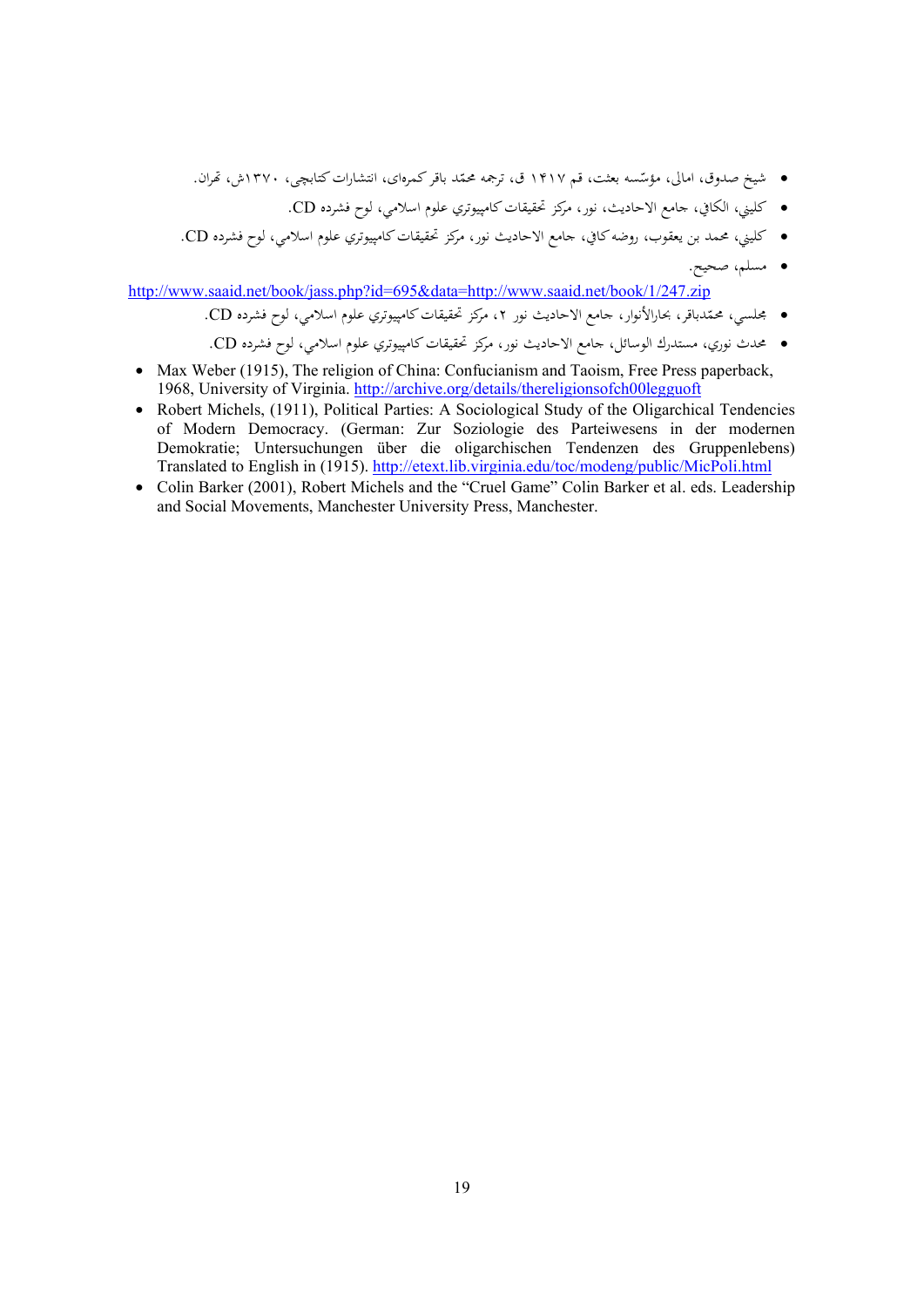- شيخ صدوق، امالى، مؤسّسه بعثت، قم ١٤١٧ ق، ترجمه محمّد باقر كمره‌اى، انتشارات كتابچى، ١٣٧٠ش، تهران.
- كليني، الكافي، جامع الاحاديث، نور، مركز تحقيقات كامپيوتري علوم اسلامي، لوح فشرده CD.
- كليني، محمد بن يعقوب، روضه كافي، جامع الاحاديث نور، مركز تحقيقات كامپيوتري علوم اسلامي، لوح فشرده CD.
- مسلم، صحيح.

http://www.saaid.net/book/jass.php?id=695&data=http://www.saaid.net/book/1/247.zip

- مجلسي، محمّدباقر، بحارالأنوار، جامع الاحاديث نور ٢، مركز تحقيقات كامپيوتري علوم اسلامي، لوح فشرده CD.
- محدث نوري، مستدرك الوسائل، جامع الاحاديث نور، مركز تحقيقات كامپيوتري علوم اسلامي، لوح فشرده CD.

- Max Weber (1915), The religion of China: Confucianism and Taoism, Free Press paperback, 1968, University of Virginia. http://archive.org/details/thereligionsofch00legguoft
- Robert Michels, (1911), Political Parties: A Sociological Study of the Oligarchical Tendencies of Modern Democracy. (German: Zur Soziologie des Parteiwesens in der modernen Demokratie; Untersuchungen über die oligarchischen Tendenzen des Gruppenlebens) Translated to English in (1915). http://etext.lib.virginia.edu/toc/modeng/public/MicPoli.html
- Colin Barker (2001), Robert Michels and the "Cruel Game" Colin Barker et al. eds. Leadership and Social Movements, Manchester University Press, Manchester.